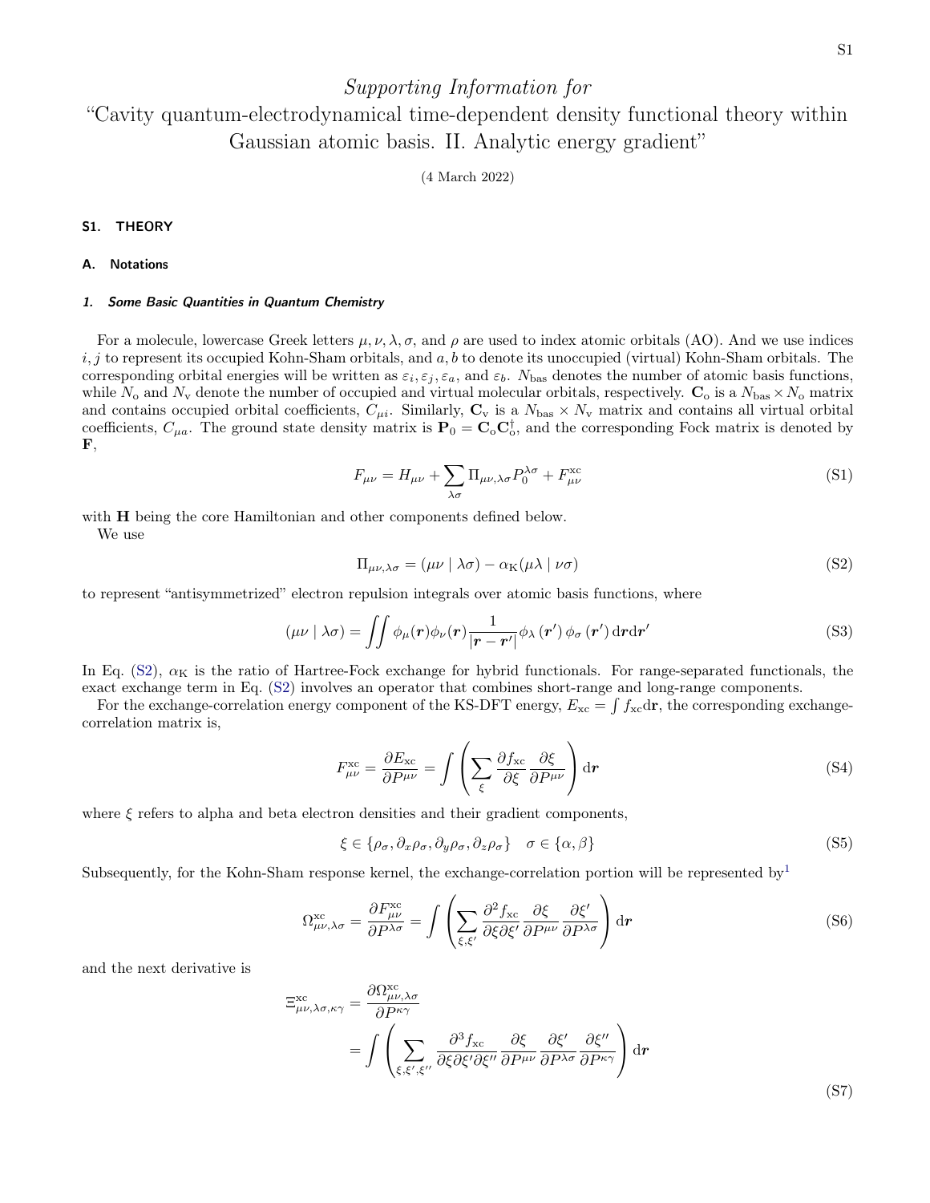*Supporting Information for*

# "Cavity quantum-electrodynamical time-dependent density functional theory within Gaussian atomic basis. II. Analytic energy gradient"

(4 March 2022)

## S1. THEORY

### A. Notations

#### 1. Some Basic Quantities in Quantum Chemistry

For a molecule, lowercase Greek letters $\mu, \nu, \lambda, \sigma$, and $\rho$ are used to index atomic orbitals (AO). And we use indices $i, j$ to represent its occupied Kohn-Sham orbitals, and $a, b$ to denote its unoccupied (virtual) Kohn-Sham orbitals. The corresponding orbital energies will be written as $\varepsilon_i, \varepsilon_j, \varepsilon_a$, and $\varepsilon_b$. $N_{\mathrm{bas}}$ denotes the number of atomic basis functions, while $N_{\mathrm{o}}$ and $N_{\mathrm{v}}$ denote the number of occupied and virtual molecular orbitals, respectively. $\mathbf{C}_{\mathrm{o}}$ is a $N_{\mathrm{bas}} \times N_{\mathrm{o}}$ matrix and contains occupied orbital coefficients, $C_{\mu i}$. Similarly, $\mathbf{C}_{\mathrm{v}}$ is a $N_{\mathrm{bas}} \times N_{\mathrm{v}}$ matrix and contains all virtual orbital coefficients, $C_{\mu a}$. The ground state density matrix is $\mathbf{P}_0 = \mathbf{C}_{\mathrm{o}} \mathbf{C}_{\mathrm{o}}^{\dagger}$, and the corresponding Fock matrix is denoted by $\mathbf{F}$,

$$F_{\mu\nu} = H_{\mu\nu} + \sum_{\lambda\sigma} \Pi_{\mu\nu,\lambda\sigma} P_0^{\lambda\sigma} + F_{\mu\nu}^{\mathrm{xc}} \tag{S1}$$

with $\mathbf{H}$ being the core Hamiltonian and other components defined below.

We use

$$\Pi_{\mu\nu,\lambda\sigma} = (\mu\nu \mid \lambda\sigma) - \alpha_{\mathrm{K}}(\mu\lambda \mid \nu\sigma) \tag{S2}$$

to represent "antisymmetrized" electron repulsion integrals over atomic basis functions, where

$$(\mu\nu \mid \lambda\sigma) = \iint \phi_\mu(\boldsymbol{r})\phi_\nu(\boldsymbol{r}) \frac{1}{|\boldsymbol{r} - \boldsymbol{r}'|} \phi_\lambda(\boldsymbol{r}')\phi_\sigma(\boldsymbol{r}') \,\mathrm{d}\boldsymbol{r}\mathrm{d}\boldsymbol{r}' \tag{S3}$$

In Eq. (S2), $\alpha_{\mathrm{K}}$ is the ratio of Hartree-Fock exchange for hybrid functionals. For range-separated functionals, the exact exchange term in Eq. (S2) involves an operator that combines short-range and long-range components.

For the exchange-correlation energy component of the KS-DFT energy, $E_{\mathrm{xc}} = \int f_{\mathrm{xc}} \mathrm{d}\boldsymbol{r}$, the corresponding exchange-correlation matrix is,

$$F_{\mu\nu}^{\mathrm{xc}} = \frac{\partial E_{\mathrm{xc}}}{\partial P^{\mu\nu}} = \int \left( \sum_{\xi} \frac{\partial f_{\mathrm{xc}}}{\partial \xi} \frac{\partial \xi}{\partial P^{\mu\nu}} \right) \mathrm{d}\boldsymbol{r} \tag{S4}$$

where $\xi$ refers to alpha and beta electron densities and their gradient components,

$$\xi \in \{\rho_\sigma, \partial_x \rho_\sigma, \partial_y \rho_\sigma, \partial_z \rho_\sigma\} \quad \sigma \in \{\alpha, \beta\} \tag{S5}$$

Subsequently, for the Kohn-Sham response kernel, the exchange-correlation portion will be represented by[1]

$$\Omega_{\mu\nu,\lambda\sigma}^{\mathrm{xc}} = \frac{\partial F_{\mu\nu}^{\mathrm{xc}}}{\partial P^{\lambda\sigma}} = \int \left( \sum_{\xi,\xi'} \frac{\partial^2 f_{\mathrm{xc}}}{\partial \xi \partial \xi'} \frac{\partial \xi}{\partial P^{\mu\nu}} \frac{\partial \xi'}{\partial P^{\lambda\sigma}} \right) \mathrm{d}\boldsymbol{r} \tag{S6}$$

and the next derivative is

$$\begin{aligned}
\Xi_{\mu\nu,\lambda\sigma,\kappa\gamma}^{\mathrm{xc}} &= \frac{\partial \Omega_{\mu\nu,\lambda\sigma}^{\mathrm{xc}}}{\partial P^{\kappa\gamma}} \\
&= \int \left( \sum_{\xi,\xi',\xi''} \frac{\partial^3 f_{\mathrm{xc}}}{\partial \xi \partial \xi' \partial \xi''} \frac{\partial \xi}{\partial P^{\mu\nu}} \frac{\partial \xi'}{\partial P^{\lambda\sigma}} \frac{\partial \xi''}{\partial P^{\kappa\gamma}} \right) \mathrm{d}\boldsymbol{r}
\end{aligned} \tag{S7}$$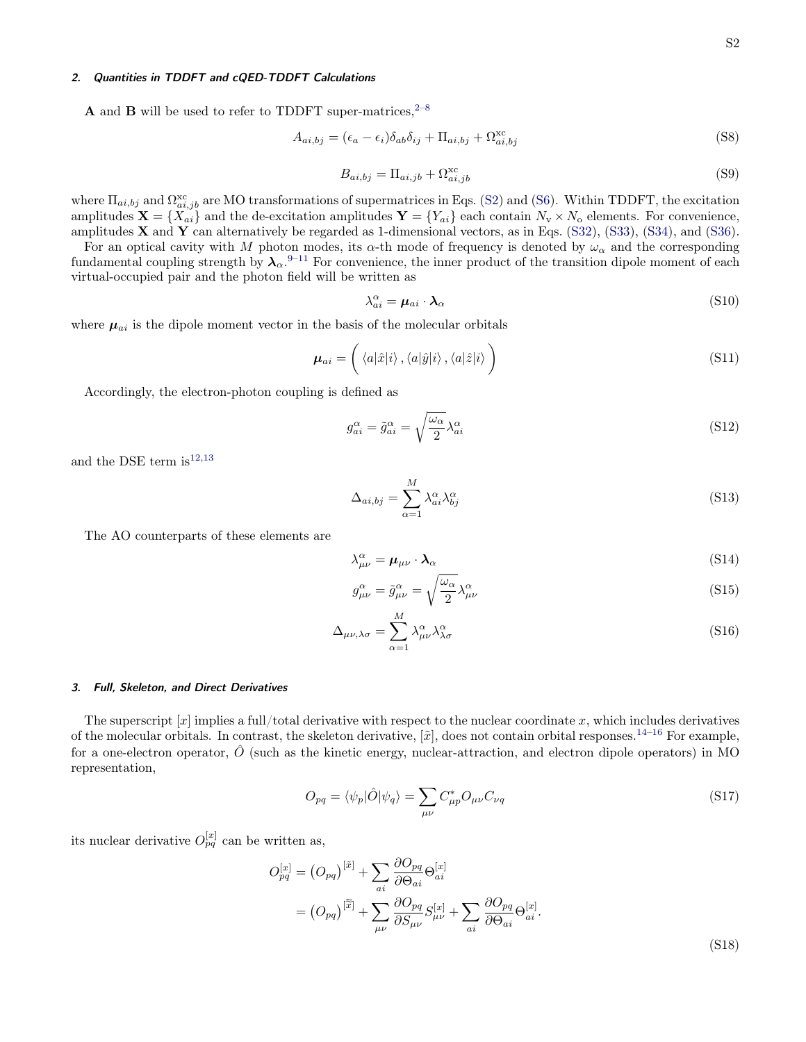#### 2. *Quantities in TDDFT and cQED-TDDFT Calculations*

$\mathbf{A}$ and $\mathbf{B}$ will be used to refer to TDDFT super-matrices,[2–8]

$$A_{ai,bj} = (\epsilon_a - \epsilon_i)\delta_{ab}\delta_{ij} + \Pi_{ai,bj} + \Omega^{\text{xc}}_{ai,bj} \tag{S8}$$

$$B_{ai,bj} = \Pi_{ai,jb} + \Omega^{\text{xc}}_{ai,jb} \tag{S9}$$

where $\Pi_{ai,bj}$ and $\Omega^{\text{xc}}_{ai,jb}$ are MO transformations of supermatrices in Eqs. (S2) and (S6). Within TDDFT, the excitation amplitudes $\mathbf{X} = \{X_{ai}\}$ and the de-excitation amplitudes $\mathbf{Y} = \{Y_{ai}\}$ each contain $N_\text{v} \times N_\text{o}$ elements. For convenience, amplitudes $\mathbf{X}$ and $\mathbf{Y}$ can alternatively be regarded as 1-dimensional vectors, as in Eqs. (S32), (S33), (S34), and (S36).

For an optical cavity with $M$ photon modes, its $\alpha$-th mode of frequency is denoted by $\omega_\alpha$ and the corresponding fundamental coupling strength by $\boldsymbol{\lambda}_\alpha$.[9–11] For convenience, the inner product of the transition dipole moment of each virtual-occupied pair and the photon field will be written as

$$\lambda^\alpha_{ai} = \boldsymbol{\mu}_{ai} \cdot \boldsymbol{\lambda}_\alpha \tag{S10}$$

where $\boldsymbol{\mu}_{ai}$ is the dipole moment vector in the basis of the molecular orbitals

$$\boldsymbol{\mu}_{ai} = \Big( \langle a|\hat{x}|i\rangle \,, \langle a|\hat{y}|i\rangle \,, \langle a|\hat{z}|i\rangle \Big) \tag{S11}$$

Accordingly, the electron-photon coupling is defined as

$$g^\alpha_{ai} = \tilde{g}^\alpha_{ai} = \sqrt{\frac{\omega_\alpha}{2}}\lambda^\alpha_{ai} \tag{S12}$$

and the DSE term is[12,13]

$$\Delta_{ai,bj} = \sum_{\alpha=1}^{M} \lambda^\alpha_{ai}\lambda^\alpha_{bj} \tag{S13}$$

The AO counterparts of these elements are

$$\lambda^\alpha_{\mu\nu} = \boldsymbol{\mu}_{\mu\nu} \cdot \boldsymbol{\lambda}_\alpha \tag{S14}$$

$$g^\alpha_{\mu\nu} = \tilde{g}^\alpha_{\mu\nu} = \sqrt{\frac{\omega_\alpha}{2}}\lambda^\alpha_{\mu\nu} \tag{S15}$$

$$\Delta_{\mu\nu,\lambda\sigma} = \sum_{\alpha=1}^{M} \lambda^\alpha_{\mu\nu}\lambda^\alpha_{\lambda\sigma} \tag{S16}$$

#### 3. *Full, Skeleton, and Direct Derivatives*

The superscript $[x]$ implies a full/total derivative with respect to the nuclear coordinate $x$, which includes derivatives of the molecular orbitals. In contrast, the skeleton derivative, $[\tilde{x}]$, does not contain orbital responses.[14–16] For example, for a one-electron operator, $\hat{O}$ (such as the kinetic energy, nuclear-attraction, and electron dipole operators) in MO representation,

$$O_{pq} = \langle\psi_p|\hat{O}|\psi_q\rangle = \sum_{\mu\nu} C^*_{\mu p} O_{\mu\nu} C_{\nu q} \tag{S17}$$

its nuclear derivative $O^{[x]}_{pq}$ can be written as,

$$\begin{aligned} O^{[x]}_{pq} &= \left(O_{pq}\right)^{[\tilde{x}]} + \sum_{ai} \frac{\partial O_{pq}}{\partial \Theta_{ai}} \Theta^{[x]}_{ai} \\ &= \left(O_{pq}\right)^{[\tilde{\tilde{x}}]} + \sum_{\mu\nu} \frac{\partial O_{pq}}{\partial S_{\mu\nu}} S^{[x]}_{\mu\nu} + \sum_{ai} \frac{\partial O_{pq}}{\partial \Theta_{ai}} \Theta^{[x]}_{ai}. \end{aligned} \tag{S18}$$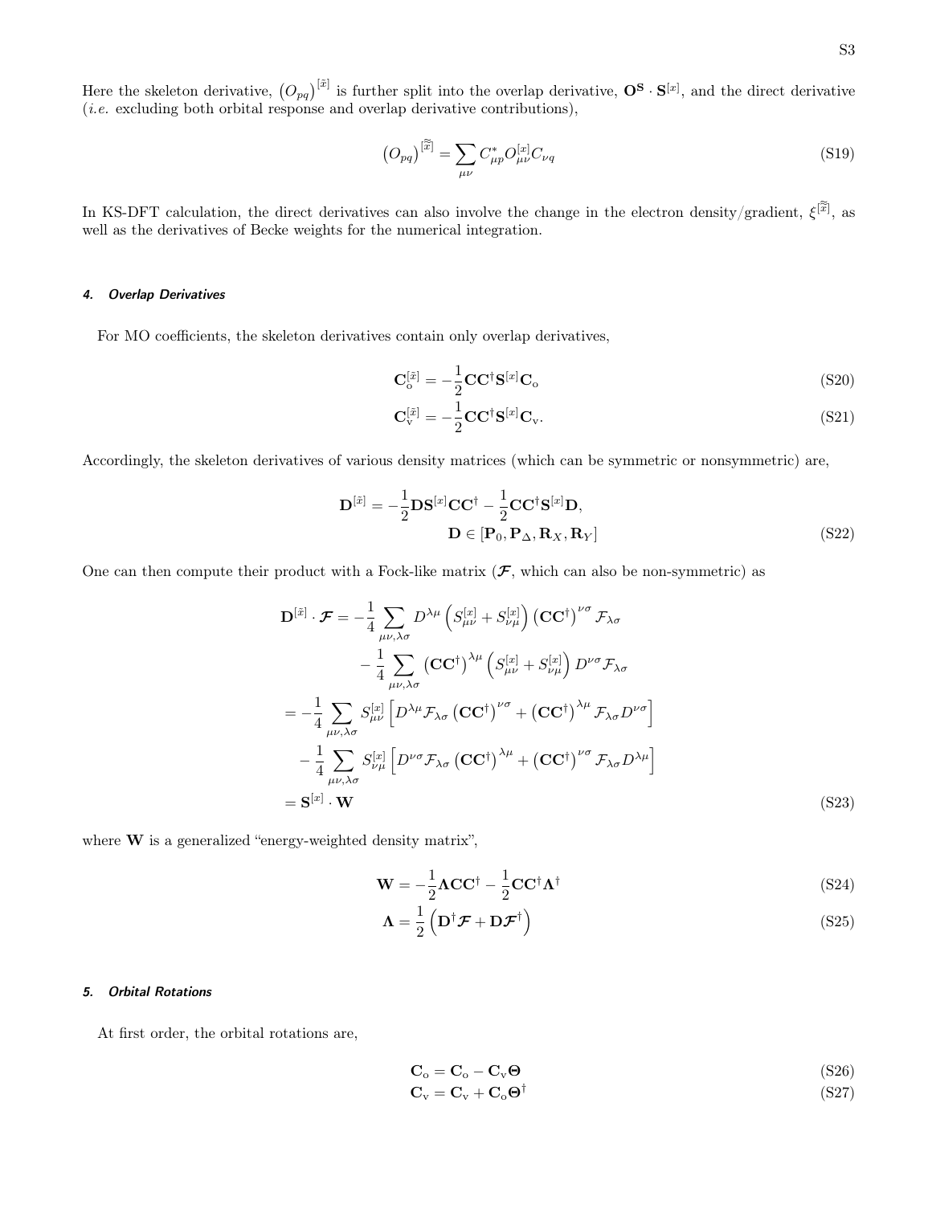Here the skeleton derivative, $\left(O_{pq}\right)^{[\tilde{x}]}$ is further split into the overlap derivative, $\mathbf{O^S}\cdot\mathbf{S}^{[x]}$, and the direct derivative (*i.e.* excluding both orbital response and overlap derivative contributions),

$$\left(O_{pq}\right)^{[\tilde{\tilde{x}}]} = \sum_{\mu\nu} C^*_{\mu p} O^{[x]}_{\mu\nu} C_{\nu q} \tag{S19}$$

In KS-DFT calculation, the direct derivatives can also involve the change in the electron density/gradient, $\xi^{[\tilde{\tilde{x}}]}$, as well as the derivatives of Becke weights for the numerical integration.

#### 4. Overlap Derivatives

For MO coefficients, the skeleton derivatives contain only overlap derivatives,

$$\mathbf{C}_\mathrm{o}^{[\tilde{x}]} = -\frac{1}{2}\mathbf{C}\mathbf{C}^\dagger\mathbf{S}^{[x]}\mathbf{C}_\mathrm{o} \tag{S20}$$

$$\mathbf{C}_\mathrm{v}^{[\tilde{x}]} = -\frac{1}{2}\mathbf{C}\mathbf{C}^\dagger\mathbf{S}^{[x]}\mathbf{C}_\mathrm{v}. \tag{S21}$$

Accordingly, the skeleton derivatives of various density matrices (which can be symmetric or nonsymmetric) are,

$$\mathbf{D}^{[\tilde{x}]} = -\frac{1}{2}\mathbf{D}\mathbf{S}^{[x]}\mathbf{C}\mathbf{C}^\dagger - \frac{1}{2}\mathbf{C}\mathbf{C}^\dagger\mathbf{S}^{[x]}\mathbf{D}, \qquad \mathbf{D} \in [\mathbf{P}_0, \mathbf{P}_\Delta, \mathbf{R}_X, \mathbf{R}_Y] \tag{S22}$$

One can then compute their product with a Fock-like matrix ($\boldsymbol{\mathcal{F}}$, which can also be non-symmetric) as

$$\begin{aligned}
\mathbf{D}^{[\tilde{x}]}\cdot\boldsymbol{\mathcal{F}} &= -\frac{1}{4}\sum_{\mu\nu,\lambda\sigma} D^{\lambda\mu}\left(S^{[x]}_{\mu\nu} + S^{[x]}_{\nu\mu}\right)\left(\mathbf{C}\mathbf{C}^\dagger\right)^{\nu\sigma}\mathcal{F}_{\lambda\sigma} \\
&\quad - \frac{1}{4}\sum_{\mu\nu,\lambda\sigma}\left(\mathbf{C}\mathbf{C}^\dagger\right)^{\lambda\mu}\left(S^{[x]}_{\mu\nu} + S^{[x]}_{\nu\mu}\right)D^{\nu\sigma}\mathcal{F}_{\lambda\sigma} \\
&= -\frac{1}{4}\sum_{\mu\nu,\lambda\sigma} S^{[x]}_{\mu\nu}\left[D^{\lambda\mu}\mathcal{F}_{\lambda\sigma}\left(\mathbf{C}\mathbf{C}^\dagger\right)^{\nu\sigma} + \left(\mathbf{C}\mathbf{C}^\dagger\right)^{\lambda\mu}\mathcal{F}_{\lambda\sigma}D^{\nu\sigma}\right] \\
&\quad - \frac{1}{4}\sum_{\mu\nu,\lambda\sigma} S^{[x]}_{\nu\mu}\left[D^{\nu\sigma}\mathcal{F}_{\lambda\sigma}\left(\mathbf{C}\mathbf{C}^\dagger\right)^{\lambda\mu} + \left(\mathbf{C}\mathbf{C}^\dagger\right)^{\nu\sigma}\mathcal{F}_{\lambda\sigma}D^{\lambda\mu}\right] \\
&= \mathbf{S}^{[x]}\cdot\mathbf{W}
\end{aligned} \tag{S23}$$

where $\mathbf{W}$ is a generalized "energy-weighted density matrix",

$$\mathbf{W} = -\frac{1}{2}\boldsymbol{\Lambda}\mathbf{C}\mathbf{C}^\dagger - \frac{1}{2}\mathbf{C}\mathbf{C}^\dagger\boldsymbol{\Lambda}^\dagger \tag{S24}$$

$$\boldsymbol{\Lambda} = \frac{1}{2}\left(\mathbf{D}^\dagger\boldsymbol{\mathcal{F}} + \mathbf{D}\boldsymbol{\mathcal{F}}^\dagger\right) \tag{S25}$$

#### 5. Orbital Rotations

At first order, the orbital rotations are,

$$\mathbf{C}_\mathrm{o} = \mathbf{C}_\mathrm{o} - \mathbf{C}_\mathrm{v}\boldsymbol{\Theta} \tag{S26}$$

$$\mathbf{C}_\mathrm{v} = \mathbf{C}_\mathrm{v} + \mathbf{C}_\mathrm{o}\boldsymbol{\Theta}^\dagger \tag{S27}$$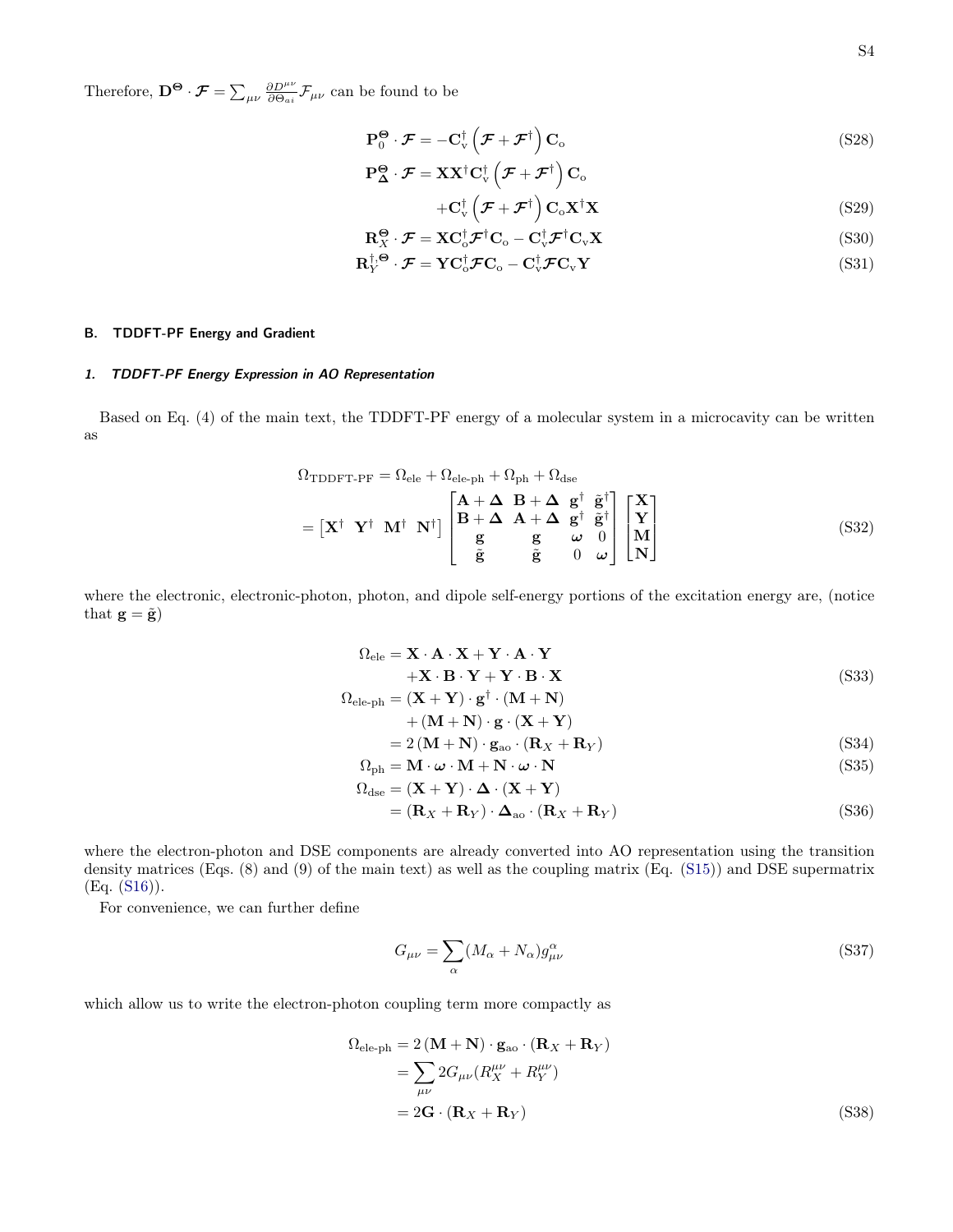Therefore, $\mathbf{D}^{\boldsymbol{\Theta}} \cdot \boldsymbol{\mathcal{F}} = \sum_{\mu\nu} \frac{\partial D^{\mu\nu}}{\partial \Theta_{ai}} \mathcal{F}_{\mu\nu}$ can be found to be

$$
\mathbf{P}_0^{\boldsymbol{\Theta}} \cdot \boldsymbol{\mathcal{F}} = -\mathbf{C}_\mathrm{v}^\dagger \left(\boldsymbol{\mathcal{F}} + \boldsymbol{\mathcal{F}}^\dagger\right) \mathbf{C}_\mathrm{o} \tag{S28}
$$

$$
\begin{aligned}
\mathbf{P}_{\boldsymbol{\Delta}}^{\boldsymbol{\Theta}} \cdot \boldsymbol{\mathcal{F}} &= \mathbf{X}\mathbf{X}^\dagger \mathbf{C}_\mathrm{v}^\dagger \left(\boldsymbol{\mathcal{F}} + \boldsymbol{\mathcal{F}}^\dagger\right) \mathbf{C}_\mathrm{o} \\
&\quad + \mathbf{C}_\mathrm{v}^\dagger \left(\boldsymbol{\mathcal{F}} + \boldsymbol{\mathcal{F}}^\dagger\right) \mathbf{C}_\mathrm{o} \mathbf{X}^\dagger \mathbf{X}
\end{aligned} \tag{S29}
$$

$$
\mathbf{R}_X^{\boldsymbol{\Theta}} \cdot \boldsymbol{\mathcal{F}} = \mathbf{X}\mathbf{C}_\mathrm{o}^\dagger \boldsymbol{\mathcal{F}}^\dagger \mathbf{C}_\mathrm{o} - \mathbf{C}_\mathrm{v}^\dagger \boldsymbol{\mathcal{F}}^\dagger \mathbf{C}_\mathrm{v} \mathbf{X} \tag{S30}
$$

$$
\mathbf{R}_Y^{\dagger,\boldsymbol{\Theta}} \cdot \boldsymbol{\mathcal{F}} = \mathbf{Y}\mathbf{C}_\mathrm{o}^\dagger \boldsymbol{\mathcal{F}} \mathbf{C}_\mathrm{o} - \mathbf{C}_\mathrm{v}^\dagger \boldsymbol{\mathcal{F}} \mathbf{C}_\mathrm{v} \mathbf{Y} \tag{S31}
$$

### B. TDDFT-PF Energy and Gradient

#### 1. TDDFT-PF Energy Expression in AO Representation

Based on Eq. (4) of the main text, the TDDFT-PF energy of a molecular system in a microcavity can be written as

$$
\begin{aligned}
\Omega_{\text{TDDFT-PF}} &= \Omega_{\text{ele}} + \Omega_{\text{ele-ph}} + \Omega_{\text{ph}} + \Omega_{\text{dse}} \\
&= \begin{bmatrix} \mathbf{X}^\dagger & \mathbf{Y}^\dagger & \mathbf{M}^\dagger & \mathbf{N}^\dagger \end{bmatrix}
\begin{bmatrix}
\mathbf{A}+\boldsymbol{\Delta} & \mathbf{B}+\boldsymbol{\Delta} & \mathbf{g}^\dagger & \tilde{\mathbf{g}}^\dagger \\
\mathbf{B}+\boldsymbol{\Delta} & \mathbf{A}+\boldsymbol{\Delta} & \mathbf{g}^\dagger & \tilde{\mathbf{g}}^\dagger \\
\mathbf{g} & \mathbf{g} & \boldsymbol{\omega} & 0 \\
\tilde{\mathbf{g}} & \tilde{\mathbf{g}} & 0 & \boldsymbol{\omega}
\end{bmatrix}
\begin{bmatrix} \mathbf{X} \\ \mathbf{Y} \\ \mathbf{M} \\ \mathbf{N} \end{bmatrix}
\end{aligned} \tag{S32}
$$

where the electronic, electronic-photon, photon, and dipole self-energy portions of the excitation energy are, (notice that $\mathbf{g} = \tilde{\mathbf{g}}$)

$$
\begin{aligned}
\Omega_{\text{ele}} &= \mathbf{X} \cdot \mathbf{A} \cdot \mathbf{X} + \mathbf{Y} \cdot \mathbf{A} \cdot \mathbf{Y} \\
&\quad + \mathbf{X} \cdot \mathbf{B} \cdot \mathbf{Y} + \mathbf{Y} \cdot \mathbf{B} \cdot \mathbf{X}
\end{aligned} \tag{S33}
$$

$$
\begin{aligned}
\Omega_{\text{ele-ph}} &= (\mathbf{X}+\mathbf{Y}) \cdot \mathbf{g}^\dagger \cdot (\mathbf{M}+\mathbf{N}) \\
&\quad + (\mathbf{M}+\mathbf{N}) \cdot \mathbf{g} \cdot (\mathbf{X}+\mathbf{Y}) \\
&= 2\left(\mathbf{M}+\mathbf{N}\right) \cdot \mathbf{g}_{\text{ao}} \cdot \left(\mathbf{R}_X + \mathbf{R}_Y\right)
\end{aligned} \tag{S34}
$$

$$
\Omega_{\text{ph}} = \mathbf{M} \cdot \boldsymbol{\omega} \cdot \mathbf{M} + \mathbf{N} \cdot \boldsymbol{\omega} \cdot \mathbf{N} \tag{S35}
$$

$$
\begin{aligned}
\Omega_{\text{dse}} &= (\mathbf{X}+\mathbf{Y}) \cdot \boldsymbol{\Delta} \cdot (\mathbf{X}+\mathbf{Y}) \\
&= (\mathbf{R}_X + \mathbf{R}_Y) \cdot \boldsymbol{\Delta}_{\text{ao}} \cdot (\mathbf{R}_X + \mathbf{R}_Y)
\end{aligned} \tag{S36}
$$

where the electron-photon and DSE components are already converted into AO representation using the transition density matrices (Eqs. (8) and (9) of the main text) as well as the coupling matrix (Eq. (S15)) and DSE supermatrix (Eq. (S16)).

For convenience, we can further define

$$
G_{\mu\nu} = \sum_\alpha (M_\alpha + N_\alpha) g_{\mu\nu}^\alpha \tag{S37}
$$

which allow us to write the electron-photon coupling term more compactly as

$$
\begin{aligned}
\Omega_{\text{ele-ph}} &= 2\left(\mathbf{M}+\mathbf{N}\right) \cdot \mathbf{g}_{\text{ao}} \cdot \left(\mathbf{R}_X + \mathbf{R}_Y\right) \\
&= \sum_{\mu\nu} 2 G_{\mu\nu} (R_X^{\mu\nu} + R_Y^{\mu\nu}) \\
&= 2\mathbf{G} \cdot (\mathbf{R}_X + \mathbf{R}_Y)
\end{aligned} \tag{S38}
$$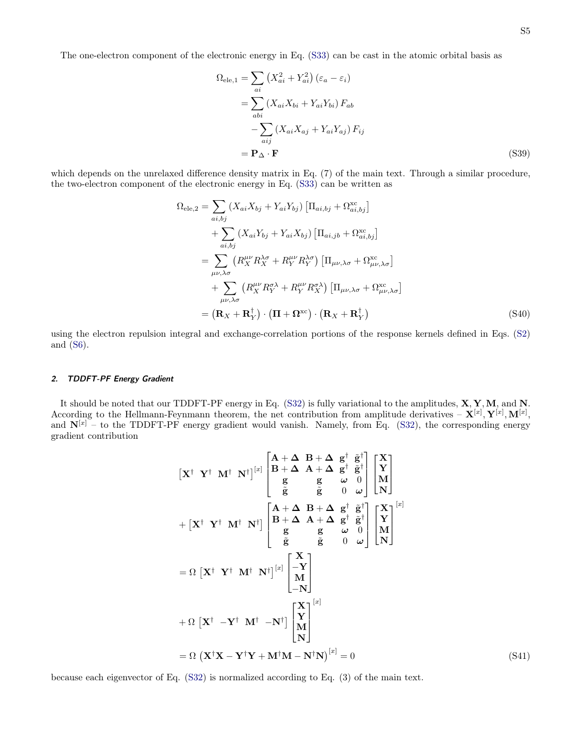The one-electron component of the electronic energy in Eq. (S33) can be cast in the atomic orbital basis as

$$
\begin{aligned}
\Omega_{\text{ele},1} &= \sum_{ai} \left(X_{ai}^2 + Y_{ai}^2\right)\left(\varepsilon_a - \varepsilon_i\right) \\
&= \sum_{abi} \left(X_{ai}X_{bi} + Y_{ai}Y_{bi}\right) F_{ab} \\
&\quad - \sum_{aij} \left(X_{ai}X_{aj} + Y_{ai}Y_{aj}\right) F_{ij} \\
&= \mathbf{P}_\Delta \cdot \mathbf{F}
\end{aligned}
\tag{S39}
$$

which depends on the unrelaxed difference density matrix in Eq. (7) of the main text. Through a similar procedure, the two-electron component of the electronic energy in Eq. (S33) can be written as

$$
\begin{aligned}
\Omega_{\text{ele},2} &= \sum_{ai,bj} \left(X_{ai}X_{bj} + Y_{ai}Y_{bj}\right)\left[\Pi_{ai,bj} + \Omega^{\text{xc}}_{ai,bj}\right] \\
&\quad + \sum_{ai,bj} \left(X_{ai}Y_{bj} + Y_{ai}X_{bj}\right)\left[\Pi_{ai,jb} + \Omega^{\text{xc}}_{ai,bj}\right] \\
&= \sum_{\mu\nu,\lambda\sigma} \left(R_X^{\mu\nu}R_X^{\lambda\sigma} + R_Y^{\mu\nu}R_Y^{\lambda\sigma}\right)\left[\Pi_{\mu\nu,\lambda\sigma} + \Omega^{\text{xc}}_{\mu\nu,\lambda\sigma}\right] \\
&\quad + \sum_{\mu\nu,\lambda\sigma} \left(R_X^{\mu\nu}R_Y^{\sigma\lambda} + R_Y^{\mu\nu}R_X^{\sigma\lambda}\right)\left[\Pi_{\mu\nu,\lambda\sigma} + \Omega^{\text{xc}}_{\mu\nu,\lambda\sigma}\right] \\
&= \left(\mathbf{R}_X + \mathbf{R}_Y^\dagger\right)\cdot\left(\mathbf{\Pi} + \mathbf{\Omega}^{\text{xc}}\right)\cdot\left(\mathbf{R}_X + \mathbf{R}_Y^\dagger\right)
\end{aligned}
\tag{S40}
$$

using the electron repulsion integral and exchange-correlation portions of the response kernels defined in Eqs. (S2) and (S6).

#### 2. TDDFT-PF Energy Gradient

It should be noted that our TDDFT-PF energy in Eq. (S32) is fully variational to the amplitudes, $\mathbf{X}, \mathbf{Y}, \mathbf{M}$, and $\mathbf{N}$. According to the Hellmann-Feynmann theorem, the net contribution from amplitude derivatives – $\mathbf{X}^{[x]}, \mathbf{Y}^{[x]}, \mathbf{M}^{[x]}$, and $\mathbf{N}^{[x]}$ – to the TDDFT-PF energy gradient would vanish. Namely, from Eq. (S32), the corresponding energy gradient contribution

$$
\begin{aligned}
&\begin{bmatrix}\mathbf{X}^\dagger & \mathbf{Y}^\dagger & \mathbf{M}^\dagger & \mathbf{N}^\dagger\end{bmatrix}^{[x]}
\begin{bmatrix}
\mathbf{A}+\mathbf{\Delta} & \mathbf{B}+\mathbf{\Delta} & \mathbf{g}^\dagger & \tilde{\mathbf{g}}^\dagger \\
\mathbf{B}+\mathbf{\Delta} & \mathbf{A}+\mathbf{\Delta} & \mathbf{g}^\dagger & \tilde{\mathbf{g}}^\dagger \\
\mathbf{g} & \mathbf{g} & \boldsymbol{\omega} & 0 \\
\tilde{\mathbf{g}} & \tilde{\mathbf{g}} & 0 & \boldsymbol{\omega}
\end{bmatrix}
\begin{bmatrix}\mathbf{X}\\ \mathbf{Y}\\ \mathbf{M}\\ \mathbf{N}\end{bmatrix} \\
&+ \begin{bmatrix}\mathbf{X}^\dagger & \mathbf{Y}^\dagger & \mathbf{M}^\dagger & \mathbf{N}^\dagger\end{bmatrix}
\begin{bmatrix}
\mathbf{A}+\mathbf{\Delta} & \mathbf{B}+\mathbf{\Delta} & \mathbf{g}^\dagger & \tilde{\mathbf{g}}^\dagger \\
\mathbf{B}+\mathbf{\Delta} & \mathbf{A}+\mathbf{\Delta} & \mathbf{g}^\dagger & \tilde{\mathbf{g}}^\dagger \\
\mathbf{g} & \mathbf{g} & \boldsymbol{\omega} & 0 \\
\tilde{\mathbf{g}} & \tilde{\mathbf{g}} & 0 & \boldsymbol{\omega}
\end{bmatrix}
\begin{bmatrix}\mathbf{X}\\ \mathbf{Y}\\ \mathbf{M}\\ \mathbf{N}\end{bmatrix}^{[x]} \\
&= \Omega \begin{bmatrix}\mathbf{X}^\dagger & \mathbf{Y}^\dagger & \mathbf{M}^\dagger & \mathbf{N}^\dagger\end{bmatrix}^{[x]}
\begin{bmatrix}\mathbf{X}\\ -\mathbf{Y}\\ \mathbf{M}\\ -\mathbf{N}\end{bmatrix} \\
&+ \Omega \begin{bmatrix}\mathbf{X}^\dagger & -\mathbf{Y}^\dagger & \mathbf{M}^\dagger & -\mathbf{N}^\dagger\end{bmatrix}
\begin{bmatrix}\mathbf{X}\\ \mathbf{Y}\\ \mathbf{M}\\ \mathbf{N}\end{bmatrix}^{[x]} \\
&= \Omega\left(\mathbf{X}^\dagger\mathbf{X} - \mathbf{Y}^\dagger\mathbf{Y} + \mathbf{M}^\dagger\mathbf{M} - \mathbf{N}^\dagger\mathbf{N}\right)^{[x]} = 0
\end{aligned}
\tag{S41}
$$

because each eigenvector of Eq. (S32) is normalized according to Eq. (3) of the main text.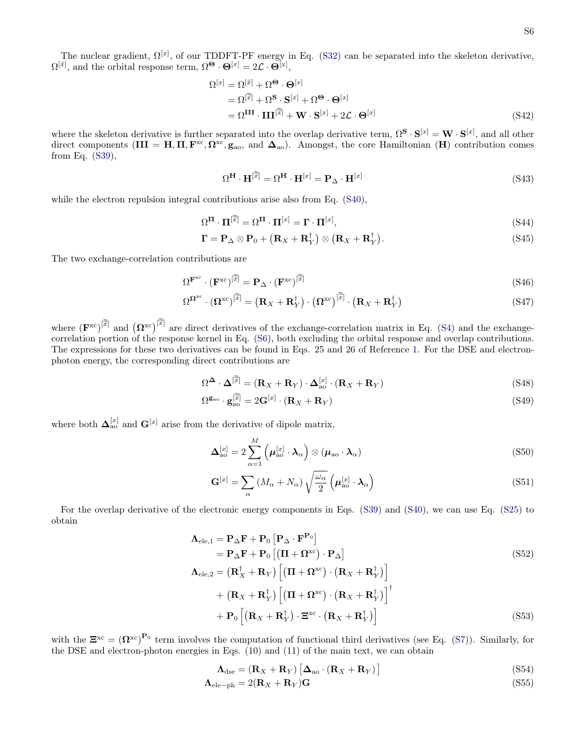The nuclear gradient, $\Omega^{[x]}$, of our TDDFT-PF energy in Eq. (S32) can be separated into the skeleton derivative, $\Omega^{[\tilde{x}]}$, and the orbital response term, $\Omega^{\boldsymbol{\Theta}} \cdot \boldsymbol{\Theta}^{[x]} = 2\mathcal{L} \cdot \boldsymbol{\Theta}^{[x]}$,

$$
\begin{aligned}
\Omega^{[x]} &= \Omega^{[\tilde{x}]} + \Omega^{\boldsymbol{\Theta}} \cdot \boldsymbol{\Theta}^{[x]} \\
&= \Omega^{[\tilde{\tilde{x}}]} + \Omega^{\mathbf{S}} \cdot \mathbf{S}^{[x]} + \Omega^{\boldsymbol{\Theta}} \cdot \boldsymbol{\Theta}^{[x]} \\
&= \Omega^{\mathbf{III}} \cdot \mathbf{III}^{[\tilde{\tilde{x}}]} + \mathbf{W} \cdot \mathbf{S}^{[x]} + 2\mathcal{L} \cdot \boldsymbol{\Theta}^{[x]}
\end{aligned}
\tag{S42}
$$

where the skeleton derivative is further separated into the overlap derivative term, $\Omega^{\mathbf{S}} \cdot \mathbf{S}^{[x]} = \mathbf{W} \cdot \mathbf{S}^{[x]}$, and all other direct components ($\mathbf{III} = \mathbf{H}, \boldsymbol{\Pi}, \mathbf{F}^{\mathrm{xc}}, \boldsymbol{\Omega}^{\mathrm{xc}}, \mathbf{g}_{\mathrm{ao}}$, and $\boldsymbol{\Delta}_{\mathrm{ao}}$). Amongst, the core Hamiltonian ($\mathbf{H}$) contribution comes from Eq. (S39),

$$
\Omega^{\mathbf{H}} \cdot \mathbf{H}^{[\tilde{\tilde{x}}]} = \Omega^{\mathbf{H}} \cdot \mathbf{H}^{[x]} = \mathbf{P}_{\Delta} \cdot \mathbf{H}^{[x]} \tag{S43}
$$

while the electron repulsion integral contributions arise also from Eq. (S40),

$$
\Omega^{\boldsymbol{\Pi}} \cdot \boldsymbol{\Pi}^{[\tilde{\tilde{x}}]} = \Omega^{\boldsymbol{\Pi}} \cdot \boldsymbol{\Pi}^{[x]} = \boldsymbol{\Gamma} \cdot \boldsymbol{\Pi}^{[x]}, \tag{S44}
$$

$$
\boldsymbol{\Gamma} = \mathbf{P}_{\Delta} \otimes \mathbf{P}_0 + \left(\mathbf{R}_X + \mathbf{R}_Y^{\dagger}\right) \otimes \left(\mathbf{R}_X + \mathbf{R}_Y^{\dagger}\right). \tag{S45}
$$

The two exchange-correlation contributions are

$$
\Omega^{\mathbf{F}^{\mathrm{xc}}} \cdot \left(\mathbf{F}^{\mathrm{xc}}\right)^{[\tilde{\tilde{x}}]} = \mathbf{P}_{\Delta} \cdot \left(\mathbf{F}^{\mathrm{xc}}\right)^{[\tilde{\tilde{x}}]} \tag{S46}
$$

$$
\Omega^{\boldsymbol{\Omega}^{\mathrm{xc}}} \cdot \left(\boldsymbol{\Omega}^{\mathrm{xc}}\right)^{[\tilde{\tilde{x}}]} = \left(\mathbf{R}_X + \mathbf{R}_Y^{\dagger}\right) \cdot \left(\boldsymbol{\Omega}^{\mathrm{xc}}\right)^{[\tilde{\tilde{x}}]} \cdot \left(\mathbf{R}_X + \mathbf{R}_Y^{\dagger}\right) \tag{S47}
$$

where $\left(\mathbf{F}^{\mathrm{xc}}\right)^{[\tilde{\tilde{x}}]}$ and $\left(\boldsymbol{\Omega}^{\mathrm{xc}}\right)^{[\tilde{\tilde{x}}]}$ are direct derivatives of the exchange-correlation matrix in Eq. (S4) and the exchange-correlation portion of the response kernel in Eq. (S6), both excluding the orbital response and overlap contributions. The expressions for these two derivatives can be found in Eqs. 25 and 26 of Reference 1. For the DSE and electron-photon energy, the corresponding direct contributions are

$$
\Omega^{\boldsymbol{\Delta}} \cdot \boldsymbol{\Delta}^{[\tilde{\tilde{x}}]} = \left(\mathbf{R}_X + \mathbf{R}_Y\right) \cdot \boldsymbol{\Delta}_{\mathrm{ao}}^{[x]} \cdot \left(\mathbf{R}_X + \mathbf{R}_Y\right) \tag{S48}
$$

$$
\Omega^{\mathbf{g}_{\mathrm{ao}}} \cdot \mathbf{g}_{\mathrm{ao}}^{[\tilde{\tilde{x}}]} = 2\mathbf{G}^{[x]} \cdot \left(\mathbf{R}_X + \mathbf{R}_Y\right) \tag{S49}
$$

where both $\boldsymbol{\Delta}_{\mathrm{ao}}^{[x]}$ and $\mathbf{G}^{[x]}$ arise from the derivative of dipole matrix,

$$
\boldsymbol{\Delta}_{\mathrm{ao}}^{[x]} = 2\sum_{\alpha=1}^{M} \left(\boldsymbol{\mu}_{\mathrm{ao}}^{[x]} \cdot \boldsymbol{\lambda}_{\alpha}\right) \otimes \left(\boldsymbol{\mu}_{\mathrm{ao}} \cdot \boldsymbol{\lambda}_{\alpha}\right) \tag{S50}
$$

$$
\mathbf{G}^{[x]} = \sum_{\alpha} \left(M_{\alpha} + N_{\alpha}\right) \sqrt{\frac{\omega_{\alpha}}{2}} \left(\boldsymbol{\mu}_{\mathrm{ao}}^{[x]} \cdot \boldsymbol{\lambda}_{\alpha}\right) \tag{S51}
$$

For the overlap derivative of the electronic energy components in Eqs. (S39) and (S40), we can use Eq. (S25) to obtain

$$
\begin{aligned}
\boldsymbol{\Lambda}_{\mathrm{ele},1} &= \mathbf{P}_{\Delta}\mathbf{F} + \mathbf{P}_0\left[\mathbf{P}_{\Delta} \cdot \mathbf{F}^{\mathbf{P}_0}\right] \\
&= \mathbf{P}_{\Delta}\mathbf{F} + \mathbf{P}_0\left[\left(\boldsymbol{\Pi} + \boldsymbol{\Omega}^{\mathrm{xc}}\right) \cdot \mathbf{P}_{\Delta}\right]
\end{aligned}
\tag{S52}
$$

$$
\begin{aligned}
\boldsymbol{\Lambda}_{\mathrm{ele},2} &= \left(\mathbf{R}_X^{\dagger} + \mathbf{R}_Y\right)\left[\left(\boldsymbol{\Pi} + \boldsymbol{\Omega}^{\mathrm{xc}}\right) \cdot \left(\mathbf{R}_X + \mathbf{R}_Y^{\dagger}\right)\right] \\
&\quad + \left(\mathbf{R}_X + \mathbf{R}_Y^{\dagger}\right)\left[\left(\boldsymbol{\Pi} + \boldsymbol{\Omega}^{\mathrm{xc}}\right) \cdot \left(\mathbf{R}_X + \mathbf{R}_Y^{\dagger}\right)\right]^{\dagger} \\
&\quad + \mathbf{P}_0\left[\left(\mathbf{R}_X + \mathbf{R}_Y^{\dagger}\right) \cdot \boldsymbol{\Xi}^{\mathrm{xc}} \cdot \left(\mathbf{R}_X + \mathbf{R}_Y^{\dagger}\right)\right]
\end{aligned}
\tag{S53}
$$

with the $\boldsymbol{\Xi}^{\mathrm{xc}} = \left(\boldsymbol{\Omega}^{\mathrm{xc}}\right)^{\mathbf{P}_0}$ term involves the computation of functional third derivatives (see Eq. (S7)). Similarly, for the DSE and electron-photon energies in Eqs. (10) and (11) of the main text, we can obtain

$$
\boldsymbol{\Lambda}_{\mathrm{dse}} = \left(\mathbf{R}_X + \mathbf{R}_Y\right)\left[\boldsymbol{\Delta}_{\mathrm{ao}} \cdot \left(\mathbf{R}_X + \mathbf{R}_Y\right)\right] \tag{S54}
$$

$$
\boldsymbol{\Lambda}_{\mathrm{ele-ph}} = 2(\mathbf{R}_X + \mathbf{R}_Y)\mathbf{G} \tag{S55}
$$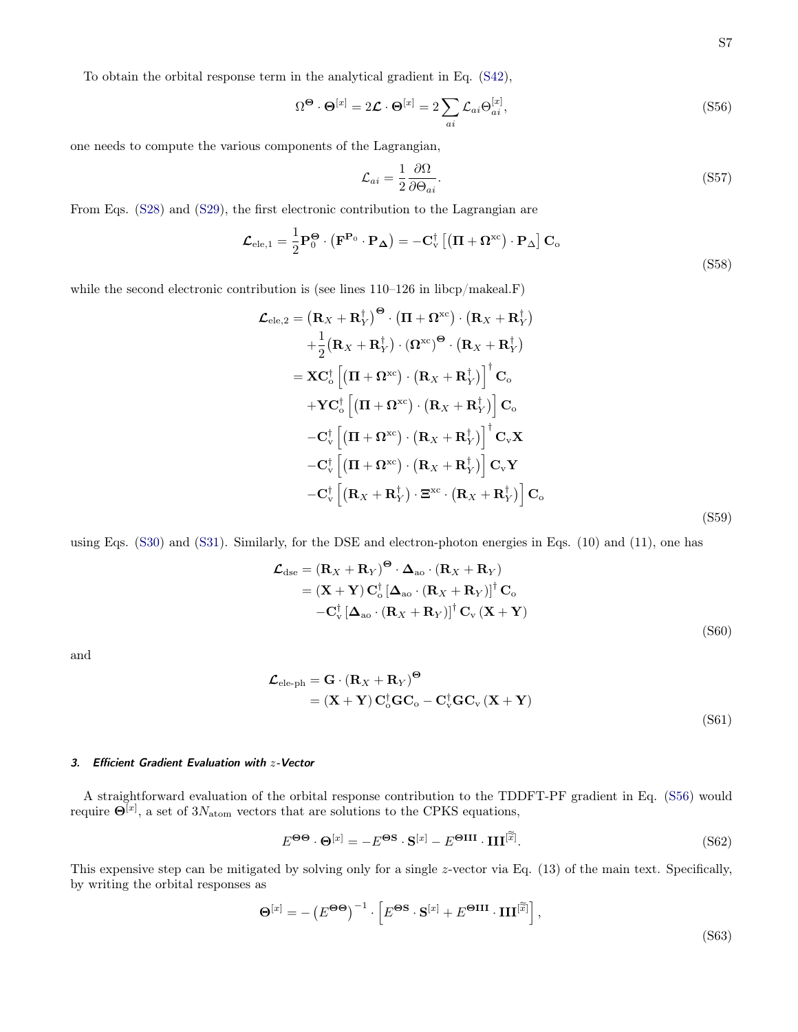To obtain the orbital response term in the analytical gradient in Eq. (S42),

$$\Omega^{\mathbf{\Theta}} \cdot \mathbf{\Theta}^{[x]} = 2\boldsymbol{\mathcal{L}} \cdot \mathbf{\Theta}^{[x]} = 2\sum_{ai} \mathcal{L}_{ai}\Theta_{ai}^{[x]}, \tag{S56}$$

one needs to compute the various components of the Lagrangian,

$$\mathcal{L}_{ai} = \frac{1}{2}\frac{\partial \Omega}{\partial \Theta_{ai}}. \tag{S57}$$

From Eqs. (S28) and (S29), the first electronic contribution to the Lagrangian are

$$\boldsymbol{\mathcal{L}}_{\text{ele},1} = \frac{1}{2}\mathbf{P}_0^{\mathbf{\Theta}} \cdot \left(\mathbf{F}^{\mathbf{P}_0} \cdot \mathbf{P}_{\mathbf{\Delta}}\right) = -\mathbf{C}_{\text{v}}^{\dagger}\left[\left(\mathbf{\Pi} + \mathbf{\Omega}^{\text{xc}}\right) \cdot \mathbf{P}_{\Delta}\right]\mathbf{C}_{\text{o}} \tag{S58}$$

while the second electronic contribution is (see lines 110–126 in libcp/makeal.F)

$$\begin{aligned}
\boldsymbol{\mathcal{L}}_{\text{ele},2} &= \left(\mathbf{R}_X + \mathbf{R}_Y^{\dagger}\right)^{\mathbf{\Theta}} \cdot \left(\mathbf{\Pi} + \mathbf{\Omega}^{\text{xc}}\right) \cdot \left(\mathbf{R}_X + \mathbf{R}_Y^{\dagger}\right) \\
&\quad + \frac{1}{2}\left(\mathbf{R}_X + \mathbf{R}_Y^{\dagger}\right) \cdot \left(\mathbf{\Omega}^{\text{xc}}\right)^{\mathbf{\Theta}} \cdot \left(\mathbf{R}_X + \mathbf{R}_Y^{\dagger}\right) \\
&= \mathbf{X}\mathbf{C}_{\text{o}}^{\dagger}\left[\left(\mathbf{\Pi} + \mathbf{\Omega}^{\text{xc}}\right) \cdot \left(\mathbf{R}_X + \mathbf{R}_Y^{\dagger}\right)\right]^{\dagger}\mathbf{C}_{\text{o}} \\
&\quad + \mathbf{Y}\mathbf{C}_{\text{o}}^{\dagger}\left[\left(\mathbf{\Pi} + \mathbf{\Omega}^{\text{xc}}\right) \cdot \left(\mathbf{R}_X + \mathbf{R}_Y^{\dagger}\right)\right]\mathbf{C}_{\text{o}} \\
&\quad - \mathbf{C}_{\text{v}}^{\dagger}\left[\left(\mathbf{\Pi} + \mathbf{\Omega}^{\text{xc}}\right) \cdot \left(\mathbf{R}_X + \mathbf{R}_Y^{\dagger}\right)\right]^{\dagger}\mathbf{C}_{\text{v}}\mathbf{X} \\
&\quad - \mathbf{C}_{\text{v}}^{\dagger}\left[\left(\mathbf{\Pi} + \mathbf{\Omega}^{\text{xc}}\right) \cdot \left(\mathbf{R}_X + \mathbf{R}_Y^{\dagger}\right)\right]\mathbf{C}_{\text{v}}\mathbf{Y} \\
&\quad - \mathbf{C}_{\text{v}}^{\dagger}\left[\left(\mathbf{R}_X + \mathbf{R}_Y^{\dagger}\right) \cdot \mathbf{\Xi}^{\text{xc}} \cdot \left(\mathbf{R}_X + \mathbf{R}_Y^{\dagger}\right)\right]\mathbf{C}_{\text{o}}
\end{aligned} \tag{S59}$$

using Eqs. (S30) and (S31). Similarly, for the DSE and electron-photon energies in Eqs. (10) and (11), one has

$$\begin{aligned}
\boldsymbol{\mathcal{L}}_{\text{dse}} &= \left(\mathbf{R}_X + \mathbf{R}_Y\right)^{\mathbf{\Theta}} \cdot \mathbf{\Delta}_{\text{ao}} \cdot \left(\mathbf{R}_X + \mathbf{R}_Y\right) \\
&= \left(\mathbf{X} + \mathbf{Y}\right)\mathbf{C}_{\text{o}}^{\dagger}\left[\mathbf{\Delta}_{\text{ao}} \cdot \left(\mathbf{R}_X + \mathbf{R}_Y\right)\right]^{\dagger}\mathbf{C}_{\text{o}} \\
&\quad - \mathbf{C}_{\text{v}}^{\dagger}\left[\mathbf{\Delta}_{\text{ao}} \cdot \left(\mathbf{R}_X + \mathbf{R}_Y\right)\right]^{\dagger}\mathbf{C}_{\text{v}}\left(\mathbf{X} + \mathbf{Y}\right)
\end{aligned} \tag{S60}$$

and

$$\begin{aligned}
\boldsymbol{\mathcal{L}}_{\text{ele-ph}} &= \mathbf{G} \cdot \left(\mathbf{R}_X + \mathbf{R}_Y\right)^{\mathbf{\Theta}} \\
&= \left(\mathbf{X} + \mathbf{Y}\right)\mathbf{C}_{\text{o}}^{\dagger}\mathbf{G}\mathbf{C}_{\text{o}} - \mathbf{C}_{\text{v}}^{\dagger}\mathbf{G}\mathbf{C}_{\text{v}}\left(\mathbf{X} + \mathbf{Y}\right)
\end{aligned} \tag{S61}$$

### 3. *Efficient Gradient Evaluation with $z$-Vector*

A straightforward evaluation of the orbital response contribution to the TDDFT-PF gradient in Eq. (S56) would require $\mathbf{\Theta}^{[x]}$, a set of $3N_{\text{atom}}$ vectors that are solutions to the CPKS equations,

$$E^{\mathbf{\Theta\Theta}} \cdot \mathbf{\Theta}^{[x]} = -E^{\mathbf{\Theta S}} \cdot \mathbf{S}^{[x]} - E^{\mathbf{\Theta III}} \cdot \mathbf{III}^{[\widetilde{\widetilde{x}}]}. \tag{S62}$$

This expensive step can be mitigated by solving only for a single $z$-vector via Eq. (13) of the main text. Specifically, by writing the orbital responses as

$$\mathbf{\Theta}^{[x]} = -\left(E^{\mathbf{\Theta\Theta}}\right)^{-1} \cdot \left[E^{\mathbf{\Theta S}} \cdot \mathbf{S}^{[x]} + E^{\mathbf{\Theta III}} \cdot \mathbf{III}^{[\widetilde{\widetilde{x}}]}\right], \tag{S63}$$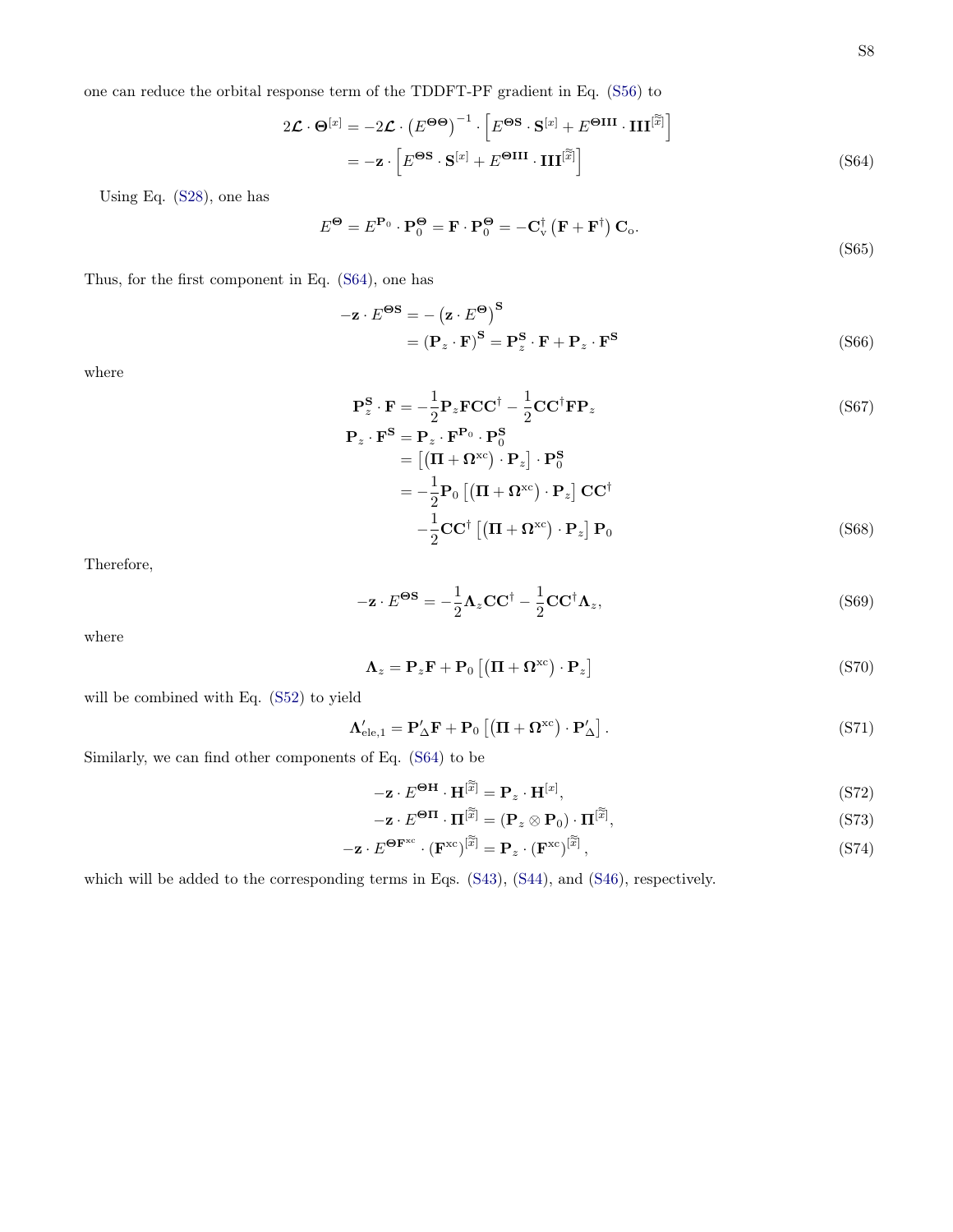one can reduce the orbital response term of the TDDFT-PF gradient in Eq. (S56) to

$$
\begin{aligned}
2\boldsymbol{\mathcal{L}} \cdot \boldsymbol{\Theta}^{[x]} &= -2\boldsymbol{\mathcal{L}} \cdot \left(E^{\boldsymbol{\Theta\Theta}}\right)^{-1} \cdot \left[E^{\boldsymbol{\Theta}\mathbf{S}} \cdot \mathbf{S}^{[x]} + E^{\boldsymbol{\Theta}\mathbf{III}} \cdot \mathbf{III}^{[\widetilde{\widetilde{x}}]}\right] \\
&= -\mathbf{z} \cdot \left[E^{\boldsymbol{\Theta}\mathbf{S}} \cdot \mathbf{S}^{[x]} + E^{\boldsymbol{\Theta}\mathbf{III}} \cdot \mathbf{III}^{[\widetilde{\widetilde{x}}]}\right]
\end{aligned} \tag{S64}
$$

Using Eq. (S28), one has

$$
E^{\boldsymbol{\Theta}} = E^{\mathbf{P}_0} \cdot \mathbf{P}_0^{\boldsymbol{\Theta}} = \mathbf{F} \cdot \mathbf{P}_0^{\boldsymbol{\Theta}} = -\mathbf{C}_{\mathrm{v}}^{\dagger}\left(\mathbf{F} + \mathbf{F}^{\dagger}\right)\mathbf{C}_{\mathrm{o}}. \tag{S65}
$$

Thus, for the first component in Eq. (S64), one has

$$
\begin{aligned}
-\mathbf{z} \cdot E^{\boldsymbol{\Theta}\mathbf{S}} &= -\left(\mathbf{z} \cdot E^{\boldsymbol{\Theta}}\right)^{\mathbf{S}} \\
&= \left(\mathbf{P}_z \cdot \mathbf{F}\right)^{\mathbf{S}} = \mathbf{P}_z^{\mathbf{S}} \cdot \mathbf{F} + \mathbf{P}_z \cdot \mathbf{F}^{\mathbf{S}}
\end{aligned} \tag{S66}
$$

where

$$
\mathbf{P}_z^{\mathbf{S}} \cdot \mathbf{F} = -\frac{1}{2}\mathbf{P}_z\mathbf{F}\mathbf{C}\mathbf{C}^{\dagger} - \frac{1}{2}\mathbf{C}\mathbf{C}^{\dagger}\mathbf{F}\mathbf{P}_z \tag{S67}
$$

$$
\begin{aligned}
\mathbf{P}_z \cdot \mathbf{F}^{\mathbf{S}} &= \mathbf{P}_z \cdot \mathbf{F}^{\mathbf{P}_0} \cdot \mathbf{P}_0^{\mathbf{S}} \\
&= \left[\left(\boldsymbol{\Pi} + \boldsymbol{\Omega}^{\mathrm{xc}}\right) \cdot \mathbf{P}_z\right] \cdot \mathbf{P}_0^{\mathbf{S}} \\
&= -\frac{1}{2}\mathbf{P}_0\left[\left(\boldsymbol{\Pi} + \boldsymbol{\Omega}^{\mathrm{xc}}\right) \cdot \mathbf{P}_z\right]\mathbf{C}\mathbf{C}^{\dagger} \\
&\quad -\frac{1}{2}\mathbf{C}\mathbf{C}^{\dagger}\left[\left(\boldsymbol{\Pi} + \boldsymbol{\Omega}^{\mathrm{xc}}\right) \cdot \mathbf{P}_z\right]\mathbf{P}_0
\end{aligned} \tag{S68}
$$

Therefore,

$$
-\mathbf{z} \cdot E^{\boldsymbol{\Theta}\mathbf{S}} = -\frac{1}{2}\boldsymbol{\Lambda}_z\mathbf{C}\mathbf{C}^{\dagger} - \frac{1}{2}\mathbf{C}\mathbf{C}^{\dagger}\boldsymbol{\Lambda}_z, \tag{S69}
$$

where

$$
\boldsymbol{\Lambda}_z = \mathbf{P}_z\mathbf{F} + \mathbf{P}_0\left[\left(\boldsymbol{\Pi} + \boldsymbol{\Omega}^{\mathrm{xc}}\right) \cdot \mathbf{P}_z\right] \tag{S70}
$$

will be combined with Eq. (S52) to yield

$$
\boldsymbol{\Lambda}'_{\mathrm{ele},1} = \mathbf{P}'_{\Delta}\mathbf{F} + \mathbf{P}_0\left[\left(\boldsymbol{\Pi} + \boldsymbol{\Omega}^{\mathrm{xc}}\right) \cdot \mathbf{P}'_{\Delta}\right]. \tag{S71}
$$

Similarly, we can find other components of Eq. (S64) to be

$$
-\mathbf{z} \cdot E^{\boldsymbol{\Theta}\mathbf{H}} \cdot \mathbf{H}^{[\widetilde{\widetilde{x}}]} = \mathbf{P}_z \cdot \mathbf{H}^{[x]}, \tag{S72}
$$

$$
-\mathbf{z} \cdot E^{\boldsymbol{\Theta\Pi}} \cdot \boldsymbol{\Pi}^{[\widetilde{\widetilde{x}}]} = \left(\mathbf{P}_z \otimes \mathbf{P}_0\right) \cdot \boldsymbol{\Pi}^{[\widetilde{\widetilde{x}}]}, \tag{S73}
$$

$$
-\mathbf{z} \cdot E^{\boldsymbol{\Theta}\mathbf{F}^{\mathrm{xc}}} \cdot \left(\mathbf{F}^{\mathrm{xc}}\right)^{[\widetilde{\widetilde{x}}]} = \mathbf{P}_z \cdot \left(\mathbf{F}^{\mathrm{xc}}\right)^{[\widetilde{\widetilde{x}}]}, \tag{S74}
$$

which will be added to the corresponding terms in Eqs. (S43), (S44), and (S46), respectively.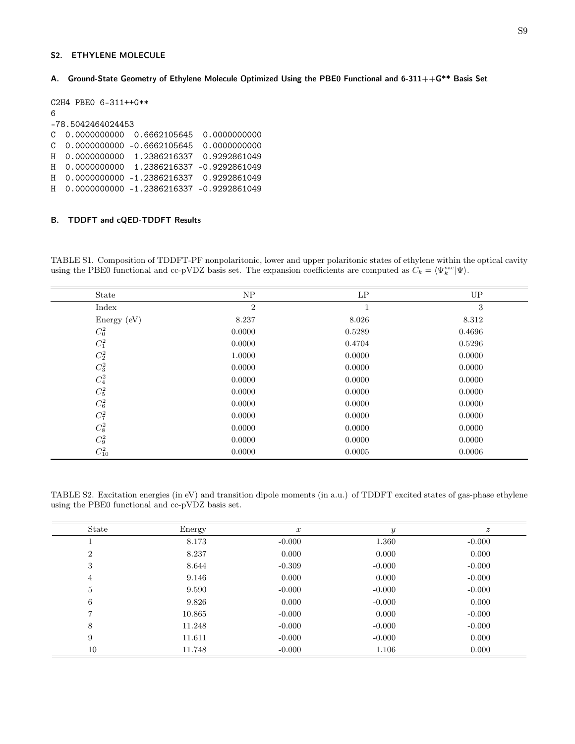## S2. ETHYLENE MOLECULE

### A. Ground-State Geometry of Ethylene Molecule Optimized Using the PBE0 Functional and 6-311++G** Basis Set

```
C2H4 PBE0 6-311++G**
6
-78.5042464024453
C  0.0000000000  0.6662105645  0.0000000000
C  0.0000000000 -0.6662105645  0.0000000000
H  0.0000000000  1.2386216337  0.9292861049
H  0.0000000000  1.2386216337 -0.9292861049
H  0.0000000000 -1.2386216337  0.9292861049
H  0.0000000000 -1.2386216337 -0.9292861049
```

### B. TDDFT and cQED-TDDFT Results

TABLE S1. Composition of TDDFT-PF nonpolaritonic, lower and upper polaritonic states of ethylene within the optical cavity using the PBE0 functional and cc-pVDZ basis set. The expansion coefficients are computed as $C_k = \langle \Psi_k^{\text{vac}} | \Psi \rangle$.

| State | NP | LP | UP |
|---|---|---|---|
| Index | 2 | 1 | 3 |
| Energy (eV) | 8.237 | 8.026 | 8.312 |
| $C_0^2$ | 0.0000 | 0.5289 | 0.4696 |
| $C_1^2$ | 0.0000 | 0.4704 | 0.5296 |
| $C_2^2$ | 1.0000 | 0.0000 | 0.0000 |
| $C_3^2$ | 0.0000 | 0.0000 | 0.0000 |
| $C_4^2$ | 0.0000 | 0.0000 | 0.0000 |
| $C_5^2$ | 0.0000 | 0.0000 | 0.0000 |
| $C_6^2$ | 0.0000 | 0.0000 | 0.0000 |
| $C_7^2$ | 0.0000 | 0.0000 | 0.0000 |
| $C_8^2$ | 0.0000 | 0.0000 | 0.0000 |
| $C_9^2$ | 0.0000 | 0.0000 | 0.0000 |
| $C_{10}^2$ | 0.0000 | 0.0005 | 0.0006 |

TABLE S2. Excitation energies (in eV) and transition dipole moments (in a.u.) of TDDFT excited states of gas-phase ethylene using the PBE0 functional and cc-pVDZ basis set.

| State | Energy | $x$ | $y$ | $z$ |
|---|---|---|---|---|
| 1 | 8.173 | -0.000 | 1.360 | -0.000 |
| 2 | 8.237 | 0.000 | 0.000 | 0.000 |
| 3 | 8.644 | -0.309 | -0.000 | -0.000 |
| 4 | 9.146 | 0.000 | 0.000 | -0.000 |
| 5 | 9.590 | -0.000 | -0.000 | -0.000 |
| 6 | 9.826 | 0.000 | -0.000 | 0.000 |
| 7 | 10.865 | -0.000 | 0.000 | -0.000 |
| 8 | 11.248 | -0.000 | -0.000 | -0.000 |
| 9 | 11.611 | -0.000 | -0.000 | 0.000 |
| 10 | 11.748 | -0.000 | 1.106 | 0.000 |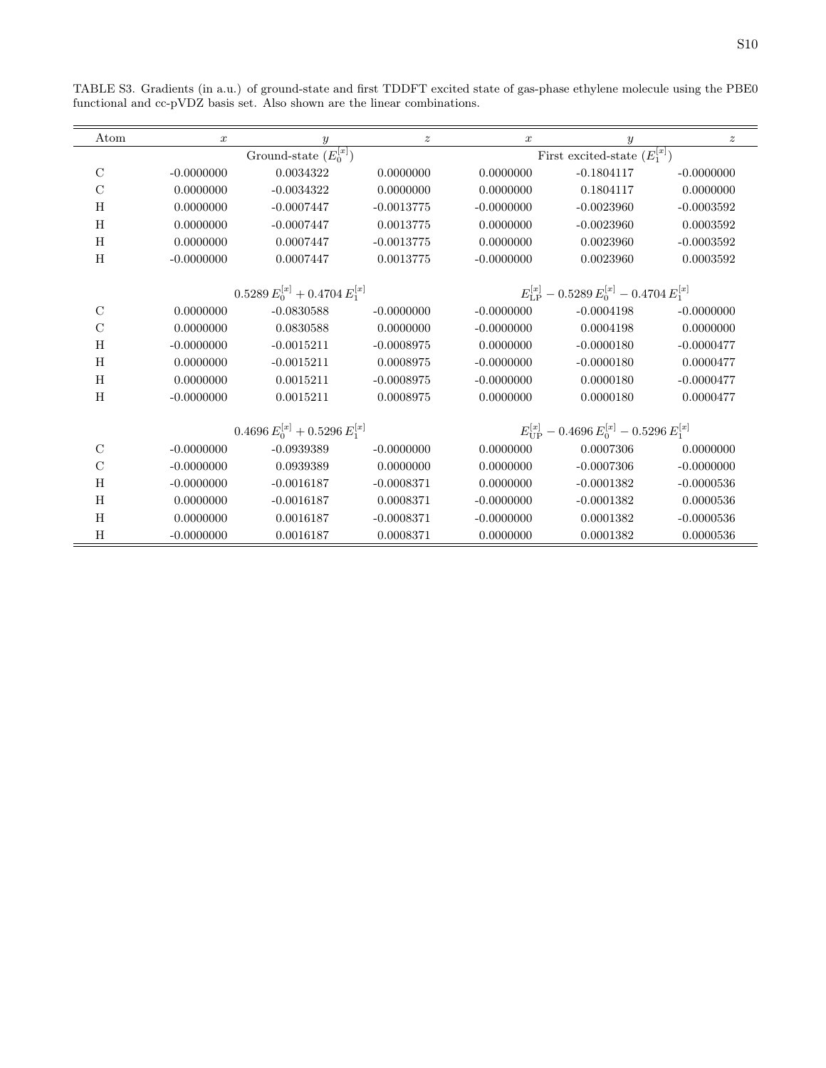TABLE S3. Gradients (in a.u.) of ground-state and first TDDFT excited state of gas-phase ethylene molecule using the PBE0 functional and cc-pVDZ basis set. Also shown are the linear combinations.

| Atom | $x$ | $y$ | $z$ | $x$ | $y$ | $z$ |
|---|---|---|---|---|---|---|
| | | Ground-state ($E_0^{[x]}$) | | | First excited-state ($E_1^{[x]}$) | |
| C | -0.0000000 | 0.0034322 | 0.0000000 | 0.0000000 | -0.1804117 | -0.0000000 |
| C | 0.0000000 | -0.0034322 | 0.0000000 | 0.0000000 | 0.1804117 | 0.0000000 |
| H | 0.0000000 | -0.0007447 | -0.0013775 | -0.0000000 | -0.0023960 | -0.0003592 |
| H | 0.0000000 | -0.0007447 | 0.0013775 | 0.0000000 | -0.0023960 | 0.0003592 |
| H | 0.0000000 | 0.0007447 | -0.0013775 | 0.0000000 | 0.0023960 | -0.0003592 |
| H | -0.0000000 | 0.0007447 | 0.0013775 | -0.0000000 | 0.0023960 | 0.0003592 |
| | | $0.5289\, E_0^{[x]} + 0.4704\, E_1^{[x]}$ | | | $E_{\mathrm{LP}}^{[x]} - 0.5289\, E_0^{[x]} - 0.4704\, E_1^{[x]}$ | |
| C | 0.0000000 | -0.0830588 | -0.0000000 | -0.0000000 | -0.0004198 | -0.0000000 |
| C | 0.0000000 | 0.0830588 | 0.0000000 | -0.0000000 | 0.0004198 | 0.0000000 |
| H | -0.0000000 | -0.0015211 | -0.0008975 | 0.0000000 | -0.0000180 | -0.0000477 |
| H | 0.0000000 | -0.0015211 | 0.0008975 | -0.0000000 | -0.0000180 | 0.0000477 |
| H | 0.0000000 | 0.0015211 | -0.0008975 | -0.0000000 | 0.0000180 | -0.0000477 |
| H | -0.0000000 | 0.0015211 | 0.0008975 | 0.0000000 | 0.0000180 | 0.0000477 |
| | | $0.4696\, E_0^{[x]} + 0.5296\, E_1^{[x]}$ | | | $E_{\mathrm{UP}}^{[x]} - 0.4696\, E_0^{[x]} - 0.5296\, E_1^{[x]}$ | |
| C | -0.0000000 | -0.0939389 | -0.0000000 | 0.0000000 | 0.0007306 | 0.0000000 |
| C | -0.0000000 | 0.0939389 | 0.0000000 | 0.0000000 | -0.0007306 | -0.0000000 |
| H | -0.0000000 | -0.0016187 | -0.0008371 | 0.0000000 | -0.0001382 | -0.0000536 |
| H | 0.0000000 | -0.0016187 | 0.0008371 | -0.0000000 | -0.0001382 | 0.0000536 |
| H | 0.0000000 | 0.0016187 | -0.0008371 | -0.0000000 | 0.0001382 | -0.0000536 |
| H | -0.0000000 | 0.0016187 | 0.0008371 | 0.0000000 | 0.0001382 | 0.0000536 |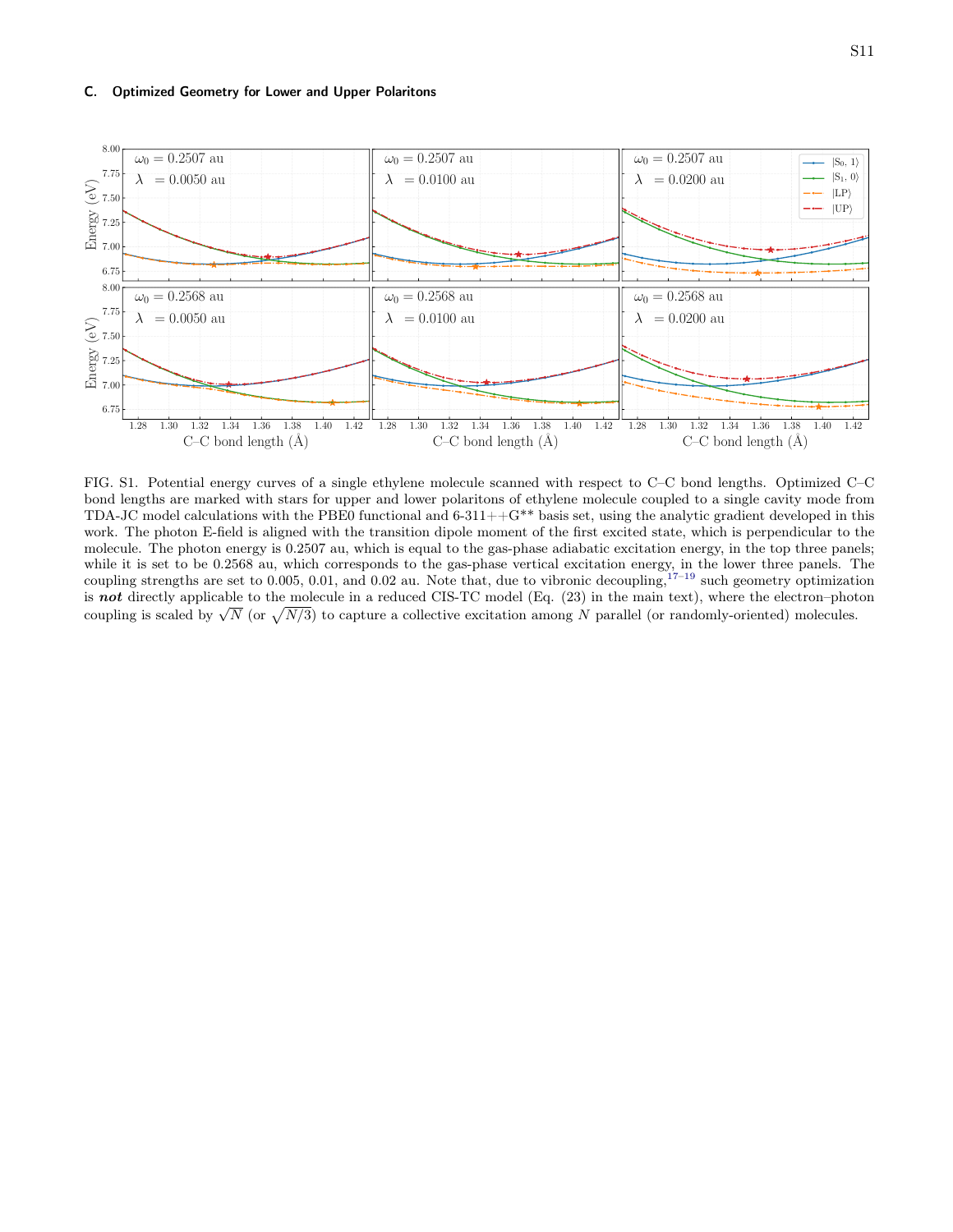### C. Optimized Geometry for Lower and Upper Polaritons

FIG. S1. Potential energy curves of a single ethylene molecule scanned with respect to C–C bond lengths. Optimized C–C bond lengths are marked with stars for upper and lower polaritons of ethylene molecule coupled to a single cavity mode from TDA-JC model calculations with the PBE0 functional and 6-311++G** basis set, using the analytic gradient developed in this work. The photon E-field is aligned with the transition dipole moment of the first excited state, which is perpendicular to the molecule. The photon energy is 0.2507 au, which is equal to the gas-phase adiabatic excitation energy, in the top three panels; while it is set to be 0.2568 au, which corresponds to the gas-phase vertical excitation energy, in the lower three panels. The coupling strengths are set to 0.005, 0.01, and 0.02 au. Note that, due to vibronic decoupling,[17–19] such geometry optimization is ***not*** directly applicable to the molecule in a reduced CIS-TC model (Eq. (23) in the main text), where the electron–photon coupling is scaled by $\sqrt{N}$ (or $\sqrt{N/3}$) to capture a collective excitation among $N$ parallel (or randomly-oriented) molecules.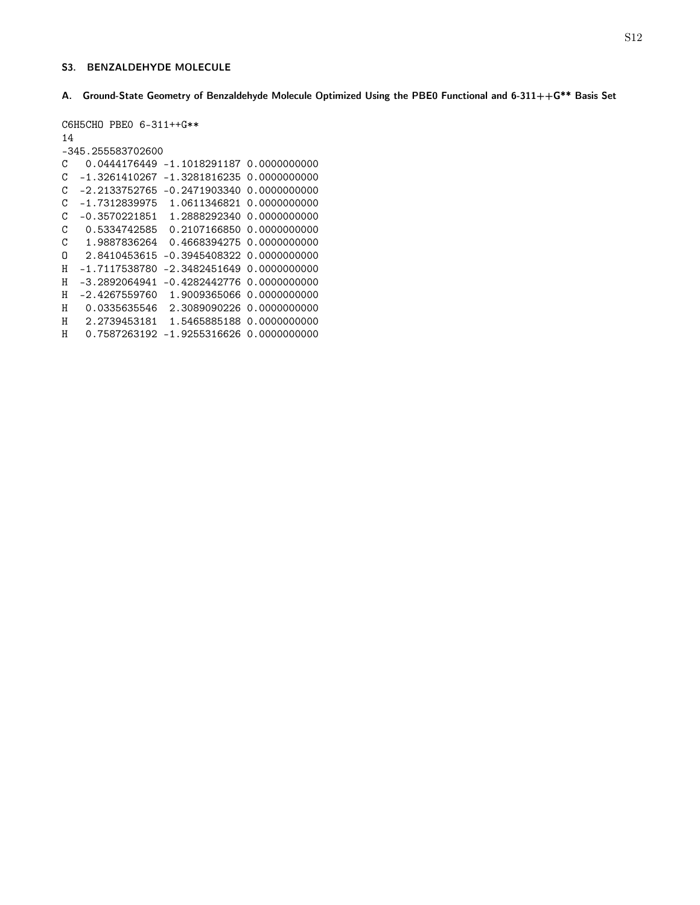## S3. BENZALDEHYDE MOLECULE

### A. Ground-State Geometry of Benzaldehyde Molecule Optimized Using the PBE0 Functional and 6-311++G** Basis Set

```
C6H5CHO PBE0 6-311++G**
14
-345.255583702600
C   0.0444176449 -1.1018291187 0.0000000000
C  -1.3261410267 -1.3281816235 0.0000000000
C  -2.2133752765 -0.2471903340 0.0000000000
C  -1.7312839975  1.0611346821 0.0000000000
C  -0.3570221851  1.2888292340 0.0000000000
C   0.5334742585  0.2107166850 0.0000000000
C   1.9887836264  0.4668394275 0.0000000000
O   2.8410453615 -0.3945408322 0.0000000000
H  -1.7117538780 -2.3482451649 0.0000000000
H  -3.2892064941 -0.4282442776 0.0000000000
H  -2.4267559760  1.9009365066 0.0000000000
H   0.0335635546  2.3089090226 0.0000000000
H   2.2739453181  1.5465885188 0.0000000000
H   0.7587263192 -1.9255316626 0.0000000000
```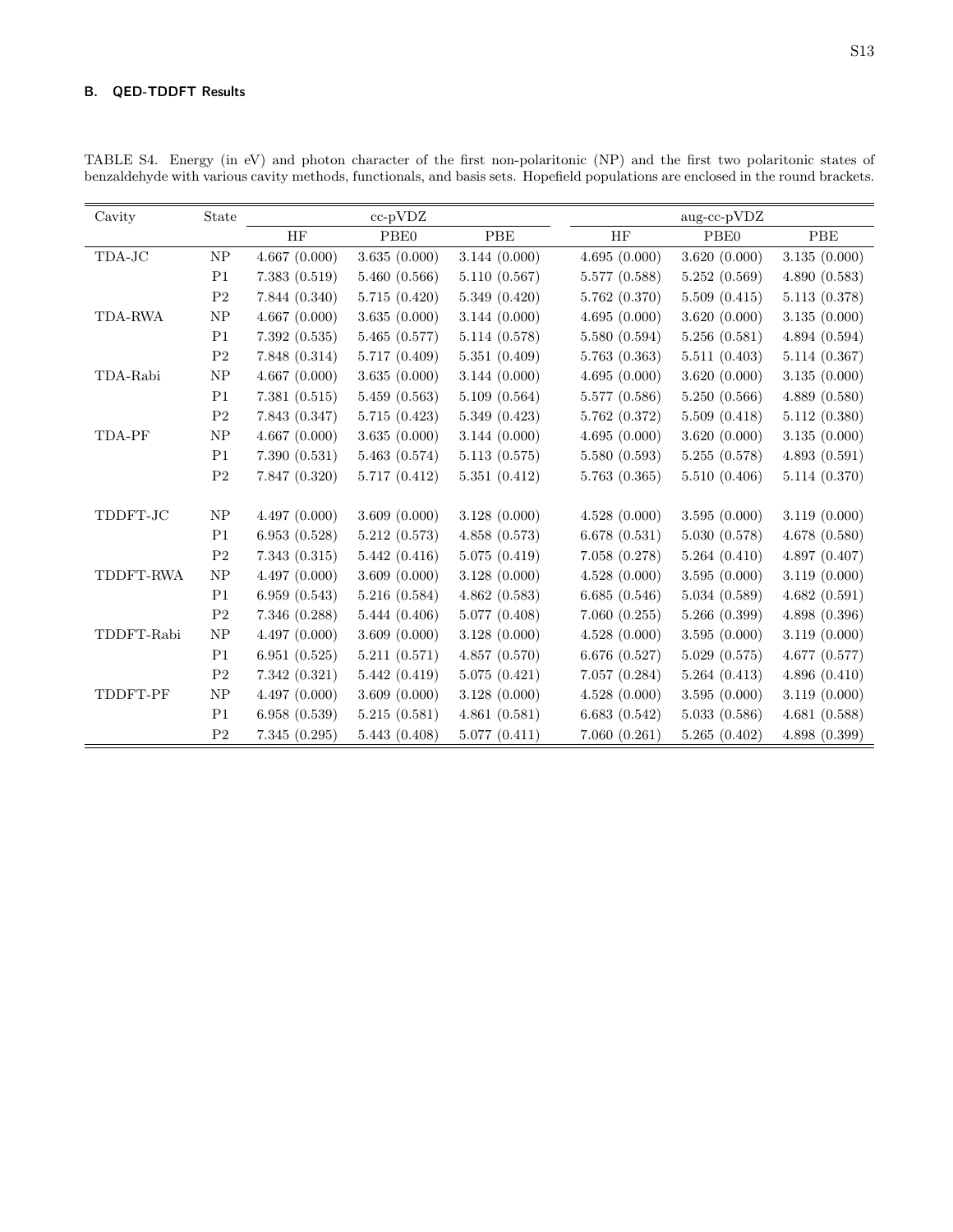### B. QED-TDDFT Results

TABLE S4. Energy (in eV) and photon character of the first non-polaritonic (NP) and the first two polaritonic states of benzaldehyde with various cavity methods, functionals, and basis sets. Hopefield populations are enclosed in the round brackets.

| Cavity | State | cc-pVDZ | | | aug-cc-pVDZ | | |
|---|---|---|---|---|---|---|---|
| | | HF | PBE0 | PBE | HF | PBE0 | PBE |
| TDA-JC | NP | 4.667 (0.000) | 3.635 (0.000) | 3.144 (0.000) | 4.695 (0.000) | 3.620 (0.000) | 3.135 (0.000) |
| | P1 | 7.383 (0.519) | 5.460 (0.566) | 5.110 (0.567) | 5.577 (0.588) | 5.252 (0.569) | 4.890 (0.583) |
| | P2 | 7.844 (0.340) | 5.715 (0.420) | 5.349 (0.420) | 5.762 (0.370) | 5.509 (0.415) | 5.113 (0.378) |
| TDA-RWA | NP | 4.667 (0.000) | 3.635 (0.000) | 3.144 (0.000) | 4.695 (0.000) | 3.620 (0.000) | 3.135 (0.000) |
| | P1 | 7.392 (0.535) | 5.465 (0.577) | 5.114 (0.578) | 5.580 (0.594) | 5.256 (0.581) | 4.894 (0.594) |
| | P2 | 7.848 (0.314) | 5.717 (0.409) | 5.351 (0.409) | 5.763 (0.363) | 5.511 (0.403) | 5.114 (0.367) |
| TDA-Rabi | NP | 4.667 (0.000) | 3.635 (0.000) | 3.144 (0.000) | 4.695 (0.000) | 3.620 (0.000) | 3.135 (0.000) |
| | P1 | 7.381 (0.515) | 5.459 (0.563) | 5.109 (0.564) | 5.577 (0.586) | 5.250 (0.566) | 4.889 (0.580) |
| | P2 | 7.843 (0.347) | 5.715 (0.423) | 5.349 (0.423) | 5.762 (0.372) | 5.509 (0.418) | 5.112 (0.380) |
| TDA-PF | NP | 4.667 (0.000) | 3.635 (0.000) | 3.144 (0.000) | 4.695 (0.000) | 3.620 (0.000) | 3.135 (0.000) |
| | P1 | 7.390 (0.531) | 5.463 (0.574) | 5.113 (0.575) | 5.580 (0.593) | 5.255 (0.578) | 4.893 (0.591) |
| | P2 | 7.847 (0.320) | 5.717 (0.412) | 5.351 (0.412) | 5.763 (0.365) | 5.510 (0.406) | 5.114 (0.370) |
| TDDFT-JC | NP | 4.497 (0.000) | 3.609 (0.000) | 3.128 (0.000) | 4.528 (0.000) | 3.595 (0.000) | 3.119 (0.000) |
| | P1 | 6.953 (0.528) | 5.212 (0.573) | 4.858 (0.573) | 6.678 (0.531) | 5.030 (0.578) | 4.678 (0.580) |
| | P2 | 7.343 (0.315) | 5.442 (0.416) | 5.075 (0.419) | 7.058 (0.278) | 5.264 (0.410) | 4.897 (0.407) |
| TDDFT-RWA | NP | 4.497 (0.000) | 3.609 (0.000) | 3.128 (0.000) | 4.528 (0.000) | 3.595 (0.000) | 3.119 (0.000) |
| | P1 | 6.959 (0.543) | 5.216 (0.584) | 4.862 (0.583) | 6.685 (0.546) | 5.034 (0.589) | 4.682 (0.591) |
| | P2 | 7.346 (0.288) | 5.444 (0.406) | 5.077 (0.408) | 7.060 (0.255) | 5.266 (0.399) | 4.898 (0.396) |
| TDDFT-Rabi | NP | 4.497 (0.000) | 3.609 (0.000) | 3.128 (0.000) | 4.528 (0.000) | 3.595 (0.000) | 3.119 (0.000) |
| | P1 | 6.951 (0.525) | 5.211 (0.571) | 4.857 (0.570) | 6.676 (0.527) | 5.029 (0.575) | 4.677 (0.577) |
| | P2 | 7.342 (0.321) | 5.442 (0.419) | 5.075 (0.421) | 7.057 (0.284) | 5.264 (0.413) | 4.896 (0.410) |
| TDDFT-PF | NP | 4.497 (0.000) | 3.609 (0.000) | 3.128 (0.000) | 4.528 (0.000) | 3.595 (0.000) | 3.119 (0.000) |
| | P1 | 6.958 (0.539) | 5.215 (0.581) | 4.861 (0.581) | 6.683 (0.542) | 5.033 (0.586) | 4.681 (0.588) |
| | P2 | 7.345 (0.295) | 5.443 (0.408) | 5.077 (0.411) | 7.060 (0.261) | 5.265 (0.402) | 4.898 (0.399) |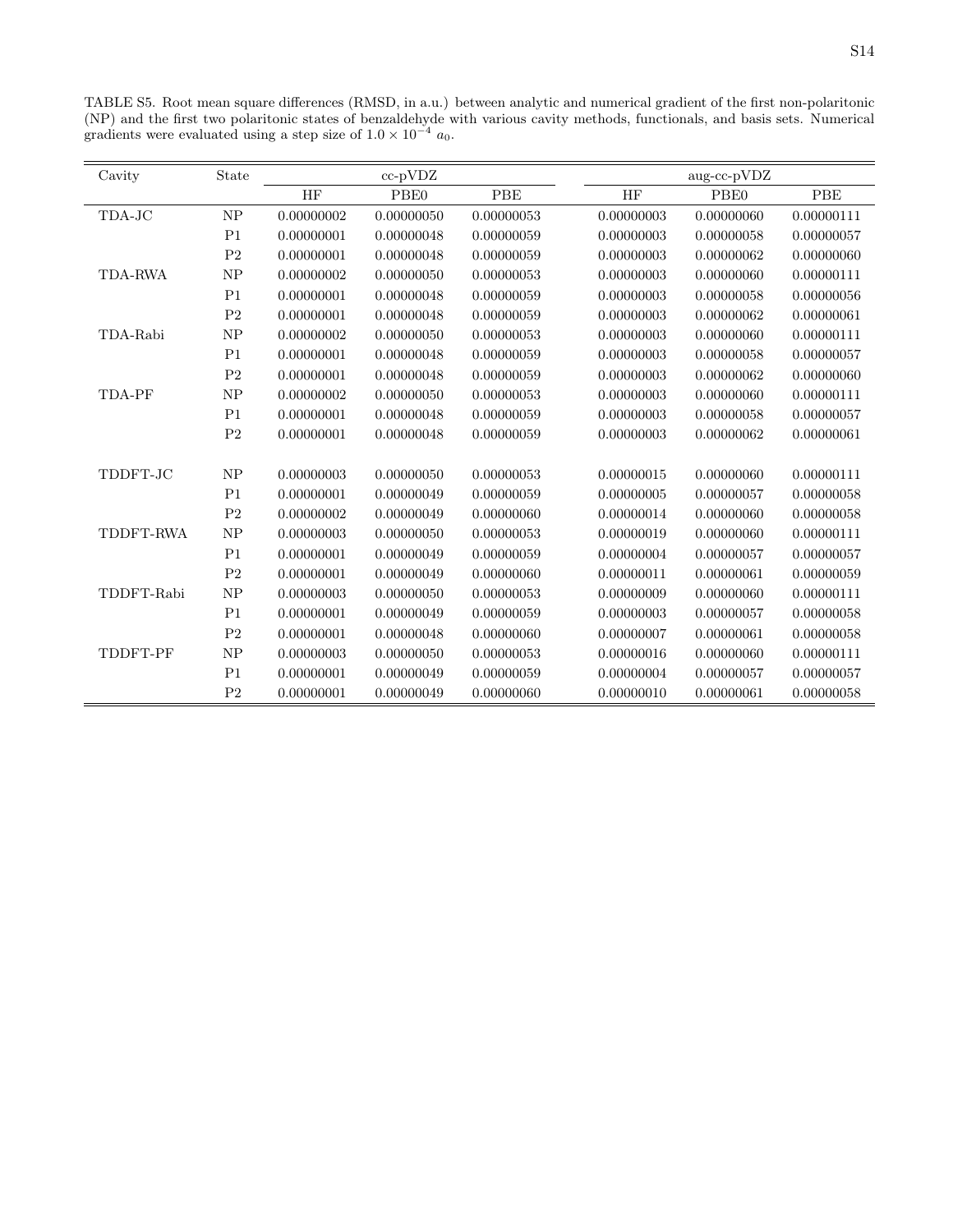TABLE S5. Root mean square differences (RMSD, in a.u.) between analytic and numerical gradient of the first non-polaritonic (NP) and the first two polaritonic states of benzaldehyde with various cavity methods, functionals, and basis sets. Numerical gradients were evaluated using a step size of $1.0 \times 10^{-4}$ $a_0$.

| Cavity | State | cc-pVDZ | | | aug-cc-pVDZ | | |
|---|---|---|---|---|---|---|---|
| | | HF | PBE0 | PBE | HF | PBE0 | PBE |
| TDA-JC | NP | 0.00000002 | 0.00000050 | 0.00000053 | 0.00000003 | 0.00000060 | 0.00000111 |
| | P1 | 0.00000001 | 0.00000048 | 0.00000059 | 0.00000003 | 0.00000058 | 0.00000057 |
| | P2 | 0.00000001 | 0.00000048 | 0.00000059 | 0.00000003 | 0.00000062 | 0.00000060 |
| TDA-RWA | NP | 0.00000002 | 0.00000050 | 0.00000053 | 0.00000003 | 0.00000060 | 0.00000111 |
| | P1 | 0.00000001 | 0.00000048 | 0.00000059 | 0.00000003 | 0.00000058 | 0.00000056 |
| | P2 | 0.00000001 | 0.00000048 | 0.00000059 | 0.00000003 | 0.00000062 | 0.00000061 |
| TDA-Rabi | NP | 0.00000002 | 0.00000050 | 0.00000053 | 0.00000003 | 0.00000060 | 0.00000111 |
| | P1 | 0.00000001 | 0.00000048 | 0.00000059 | 0.00000003 | 0.00000058 | 0.00000057 |
| | P2 | 0.00000001 | 0.00000048 | 0.00000059 | 0.00000003 | 0.00000062 | 0.00000060 |
| TDA-PF | NP | 0.00000002 | 0.00000050 | 0.00000053 | 0.00000003 | 0.00000060 | 0.00000111 |
| | P1 | 0.00000001 | 0.00000048 | 0.00000059 | 0.00000003 | 0.00000058 | 0.00000057 |
| | P2 | 0.00000001 | 0.00000048 | 0.00000059 | 0.00000003 | 0.00000062 | 0.00000061 |
| TDDFT-JC | NP | 0.00000003 | 0.00000050 | 0.00000053 | 0.00000015 | 0.00000060 | 0.00000111 |
| | P1 | 0.00000001 | 0.00000049 | 0.00000059 | 0.00000005 | 0.00000057 | 0.00000058 |
| | P2 | 0.00000002 | 0.00000049 | 0.00000060 | 0.00000014 | 0.00000060 | 0.00000058 |
| TDDFT-RWA | NP | 0.00000003 | 0.00000050 | 0.00000053 | 0.00000019 | 0.00000060 | 0.00000111 |
| | P1 | 0.00000001 | 0.00000049 | 0.00000059 | 0.00000004 | 0.00000057 | 0.00000057 |
| | P2 | 0.00000001 | 0.00000049 | 0.00000060 | 0.00000011 | 0.00000061 | 0.00000059 |
| TDDFT-Rabi | NP | 0.00000003 | 0.00000050 | 0.00000053 | 0.00000009 | 0.00000060 | 0.00000111 |
| | P1 | 0.00000001 | 0.00000049 | 0.00000059 | 0.00000003 | 0.00000057 | 0.00000058 |
| | P2 | 0.00000001 | 0.00000048 | 0.00000060 | 0.00000007 | 0.00000061 | 0.00000058 |
| TDDFT-PF | NP | 0.00000003 | 0.00000050 | 0.00000053 | 0.00000016 | 0.00000060 | 0.00000111 |
| | P1 | 0.00000001 | 0.00000049 | 0.00000059 | 0.00000004 | 0.00000057 | 0.00000057 |
| | P2 | 0.00000001 | 0.00000049 | 0.00000060 | 0.00000010 | 0.00000061 | 0.00000058 |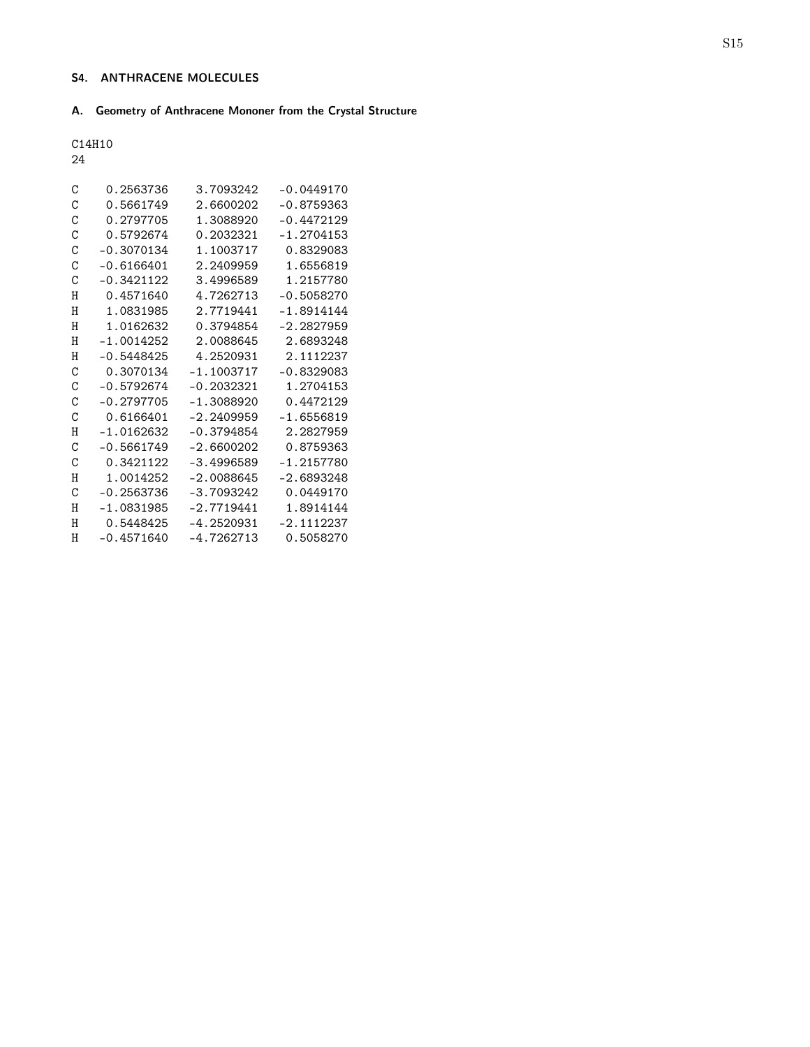## S4. ANTHRACENE MOLECULES

### A. Geometry of Anthracene Mononer from the Crystal Structure

```
C14H10
24

C    0.2563736    3.7093242   -0.0449170
C    0.5661749    2.6600202   -0.8759363
C    0.2797705    1.3088920   -0.4472129
C    0.5792674    0.2032321   -1.2704153
C   -0.3070134    1.1003717    0.8329083
C   -0.6166401    2.2409959    1.6556819
C   -0.3421122    3.4996589    1.2157780
H    0.4571640    4.7262713   -0.5058270
H    1.0831985    2.7719441   -1.8914144
H    1.0162632    0.3794854   -2.2827959
H   -1.0014252    2.0088645    2.6893248
H   -0.5448425    4.2520931    2.1112237
C    0.3070134   -1.1003717   -0.8329083
C   -0.5792674   -0.2032321    1.2704153
C   -0.2797705   -1.3088920    0.4472129
C    0.6166401   -2.2409959   -1.6556819
H   -1.0162632   -0.3794854    2.2827959
C   -0.5661749   -2.6600202    0.8759363
C    0.3421122   -3.4996589   -1.2157780
H    1.0014252   -2.0088645   -2.6893248
C   -0.2563736   -3.7093242    0.0449170
H   -1.0831985   -2.7719441    1.8914144
H    0.5448425   -4.2520931   -2.1112237
H   -0.4571640   -4.7262713    0.5058270
```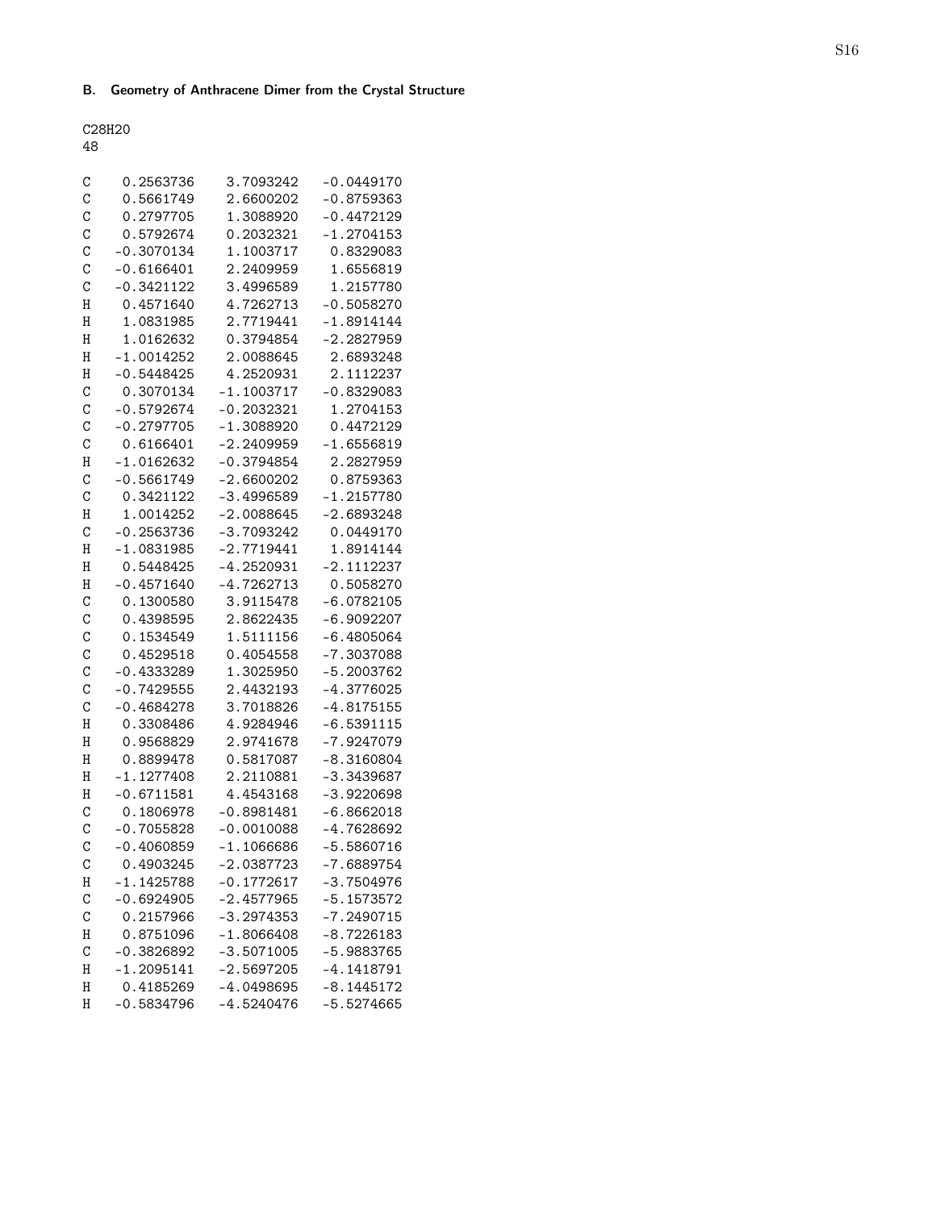### B. Geometry of Anthracene Dimer from the Crystal Structure

```
C28H20
48

C    0.2563736    3.7093242   -0.0449170
C    0.5661749    2.6600202   -0.8759363
C    0.2797705    1.3088920   -0.4472129
C    0.5792674    0.2032321   -1.2704153
C   -0.3070134    1.1003717    0.8329083
C   -0.6166401    2.2409959    1.6556819
C   -0.3421122    3.4996589    1.2157780
H    0.4571640    4.7262713   -0.5058270
H    1.0831985    2.7719441   -1.8914144
H    1.0162632    0.3794854   -2.2827959
H   -1.0014252    2.0088645    2.6893248
H   -0.5448425    4.2520931    2.1112237
C    0.3070134   -1.1003717   -0.8329083
C   -0.5792674   -0.2032321    1.2704153
C   -0.2797705   -1.3088920    0.4472129
C    0.6166401   -2.2409959   -1.6556819
H   -1.0162632   -0.3794854    2.2827959
C   -0.5661749   -2.6600202    0.8759363
C    0.3421122   -3.4996589   -1.2157780
H    1.0014252   -2.0088645   -2.6893248
C   -0.2563736   -3.7093242    0.0449170
H   -1.0831985   -2.7719441    1.8914144
H    0.5448425   -4.2520931   -2.1112237
H   -0.4571640   -4.7262713    0.5058270
C    0.1300580    3.9115478   -6.0782105
C    0.4398595    2.8622435   -6.9092207
C    0.1534549    1.5111156   -6.4805064
C    0.4529518    0.4054558   -7.3037088
C   -0.4333289    1.3025950   -5.2003762
C   -0.7429555    2.4432193   -4.3776025
C   -0.4684278    3.7018826   -4.8175155
H    0.3308486    4.9284946   -6.5391115
H    0.9568829    2.9741678   -7.9247079
H    0.8899478    0.5817087   -8.3160804
H   -1.1277408    2.2110881   -3.3439687
H   -0.6711581    4.4543168   -3.9220698
C    0.1806978   -0.8981481   -6.8662018
C   -0.7055828   -0.0010088   -4.7628692
C   -0.4060859   -1.1066686   -5.5860716
C    0.4903245   -2.0387723   -7.6889754
H   -1.1425788   -0.1772617   -3.7504976
C   -0.6924905   -2.4577965   -5.1573572
C    0.2157966   -3.2974353   -7.2490715
H    0.8751096   -1.8066408   -8.7226183
C   -0.3826892   -3.5071005   -5.9883765
H   -1.2095141   -2.5697205   -4.1418791
H    0.4185269   -4.0498695   -8.1445172
H   -0.5834796   -4.5240476   -5.5274665
```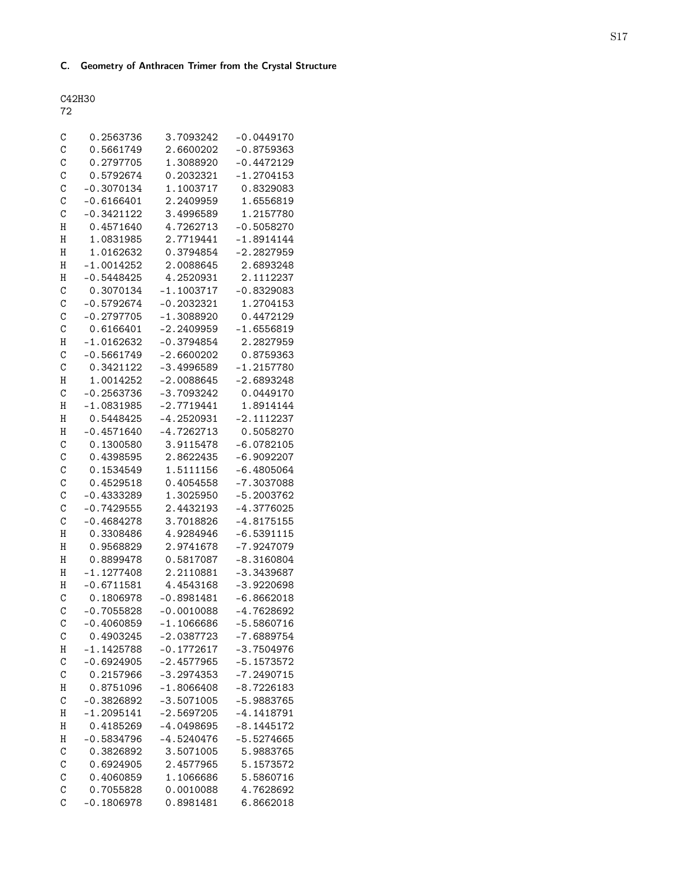### C. Geometry of Anthracen Trimer from the Crystal Structure

```
C42H30
72

C    0.2563736    3.7093242   -0.0449170
C    0.5661749    2.6600202   -0.8759363
C    0.2797705    1.3088920   -0.4472129
C    0.5792674    0.2032321   -1.2704153
C   -0.3070134    1.1003717    0.8329083
C   -0.6166401    2.2409959    1.6556819
C   -0.3421122    3.4996589    1.2157780
H    0.4571640    4.7262713   -0.5058270
H    1.0831985    2.7719441   -1.8914144
H    1.0162632    0.3794854   -2.2827959
H   -1.0014252    2.0088645    2.6893248
H   -0.5448425    4.2520931    2.1112237
C    0.3070134   -1.1003717   -0.8329083
C   -0.5792674   -0.2032321    1.2704153
C   -0.2797705   -1.3088920    0.4472129
C    0.6166401   -2.2409959   -1.6556819
H   -1.0162632   -0.3794854    2.2827959
C   -0.5661749   -2.6600202    0.8759363
C    0.3421122   -3.4996589   -1.2157780
H    1.0014252   -2.0088645   -2.6893248
C   -0.2563736   -3.7093242    0.0449170
H   -1.0831985   -2.7719441    1.8914144
H    0.5448425   -4.2520931   -2.1112237
H   -0.4571640   -4.7262713    0.5058270
C    0.1300580    3.9115478   -6.0782105
C    0.4398595    2.8622435   -6.9092207
C    0.1534549    1.5111156   -6.4805064
C    0.4529518    0.4054558   -7.3037088
C   -0.4333289    1.3025950   -5.2003762
C   -0.7429555    2.4432193   -4.3776025
C   -0.4684278    3.7018826   -4.8175155
H    0.3308486    4.9284946   -6.5391115
H    0.9568829    2.9741678   -7.9247079
H    0.8899478    0.5817087   -8.3160804
H   -1.1277408    2.2110881   -3.3439687
H   -0.6711581    4.4543168   -3.9220698
C    0.1806978   -0.8981481   -6.8662018
C   -0.7055828   -0.0010088   -4.7628692
C   -0.4060859   -1.1066686   -5.5860716
C    0.4903245   -2.0387723   -7.6889754
H   -1.1425788   -0.1772617   -3.7504976
C   -0.6924905   -2.4577965   -5.1573572
C    0.2157966   -3.2974353   -7.2490715
H    0.8751096   -1.8066408   -8.7226183
C   -0.3826892   -3.5071005   -5.9883765
H   -1.2095141   -2.5697205   -4.1418791
H    0.4185269   -4.0498695   -8.1445172
H   -0.5834796   -4.5240476   -5.5274665
C    0.3826892    3.5071005    5.9883765
C    0.6924905    2.4577965    5.1573572
C    0.4060859    1.1066686    5.5860716
C    0.7055828    0.0010088    4.7628692
C   -0.1806978    0.8981481    6.8662018
```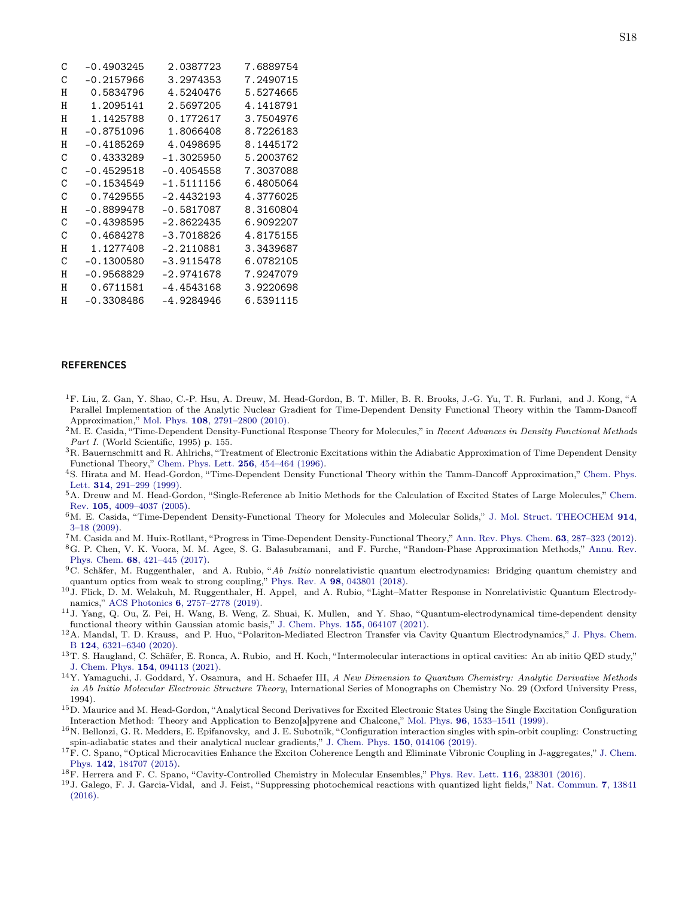| | | | |
|---|---|---|---|
| C | -0.4903245 | 2.0387723 | 7.6889754 |
| C | -0.2157966 | 3.2974353 | 7.2490715 |
| H | 0.5834796 | 4.5240476 | 5.5274665 |
| H | 1.2095141 | 2.5697205 | 4.1418791 |
| H | 1.1425788 | 0.1772617 | 3.7504976 |
| H | -0.8751096 | 1.8066408 | 8.7226183 |
| H | -0.4185269 | 4.0498695 | 8.1445172 |
| C | 0.4333289 | -1.3025950 | 5.2003762 |
| C | -0.4529518 | -0.4054558 | 7.3037088 |
| C | -0.1534549 | -1.5111156 | 6.4805064 |
| C | 0.7429555 | -2.4432193 | 4.3776025 |
| H | -0.8899478 | -0.5817087 | 8.3160804 |
| C | -0.4398595 | -2.8622435 | 6.9092207 |
| C | 0.4684278 | -3.7018826 | 4.8175155 |
| H | 1.1277408 | -2.2110881 | 3.3439687 |
| C | -0.1300580 | -3.9115478 | 6.0782105 |
| H | -0.9568829 | -2.9741678 | 7.9247079 |
| H | 0.6711581 | -4.4543168 | 3.9220698 |
| H | -0.3308486 | -4.9284946 | 6.5391115 |

## REFERENCES

[1] F. Liu, Z. Gan, Y. Shao, C.-P. Hsu, A. Dreuw, M. Head-Gordon, B. T. Miller, B. R. Brooks, J.-G. Yu, T. R. Furlani, and J. Kong, "A Parallel Implementation of the Analytic Nuclear Gradient for Time-Dependent Density Functional Theory within the Tamm-Dancoff Approximation," Mol. Phys. **108**, 2791–2800 (2010).

[2] M. E. Casida, "Time-Dependent Density-Functional Response Theory for Molecules," in *Recent Advances in Density Functional Methods Part I.* (World Scientific, 1995) p. 155.

[3] R. Bauernschmitt and R. Ahlrichs, "Treatment of Electronic Excitations within the Adiabatic Approximation of Time Dependent Density Functional Theory," Chem. Phys. Lett. **256**, 454–464 (1996).

[4] S. Hirata and M. Head-Gordon, "Time-Dependent Density Functional Theory within the Tamm-Dancoff Approximation," Chem. Phys. Lett. **314**, 291–299 (1999).

[5] A. Dreuw and M. Head-Gordon, "Single-Reference ab Initio Methods for the Calculation of Excited States of Large Molecules," Chem. Rev. **105**, 4009–4037 (2005).

[6] M. E. Casida, "Time-Dependent Density-Functional Theory for Molecules and Molecular Solids," J. Mol. Struct. THEOCHEM **914**, 3–18 (2009).

[7] M. Casida and M. Huix-Rotllant, "Progress in Time-Dependent Density-Functional Theory," Ann. Rev. Phys. Chem. **63**, 287–323 (2012).

[8] G. P. Chen, V. K. Voora, M. M. Agee, S. G. Balasubramani, and F. Furche, "Random-Phase Approximation Methods," Annu. Rev. Phys. Chem. **68**, 421–445 (2017).

[9] C. Schäfer, M. Ruggenthaler, and A. Rubio, "*Ab Initio* nonrelativistic quantum electrodynamics: Bridging quantum chemistry and quantum optics from weak to strong coupling," Phys. Rev. A **98**, 043801 (2018).

[10] J. Flick, D. M. Welakuh, M. Ruggenthaler, H. Appel, and A. Rubio, "Light–Matter Response in Nonrelativistic Quantum Electrodynamics," ACS Photonics **6**, 2757–2778 (2019).

[11] J. Yang, Q. Ou, Z. Pei, H. Wang, B. Weng, Z. Shuai, K. Mullen, and Y. Shao, "Quantum-electrodynamical time-dependent density functional theory within Gaussian atomic basis," J. Chem. Phys. **155**, 064107 (2021).

[12] A. Mandal, T. D. Krauss, and P. Huo, "Polariton-Mediated Electron Transfer via Cavity Quantum Electrodynamics," J. Phys. Chem. B **124**, 6321–6340 (2020).

[13] T. S. Haugland, C. Schäfer, E. Ronca, A. Rubio, and H. Koch, "Intermolecular interactions in optical cavities: An ab initio QED study," J. Chem. Phys. **154**, 094113 (2021).

[14] Y. Yamaguchi, J. Goddard, Y. Osamura, and H. Schaefer III, *A New Dimension to Quantum Chemistry: Analytic Derivative Methods in Ab Initio Molecular Electronic Structure Theory*, International Series of Monographs on Chemistry No. 29 (Oxford University Press, 1994).

[15] D. Maurice and M. Head-Gordon, "Analytical Second Derivatives for Excited Electronic States Using the Single Excitation Configuration Interaction Method: Theory and Application to Benzo[a]pyrene and Chalcone," Mol. Phys. **96**, 1533–1541 (1999).

[16] N. Bellonzi, G. R. Medders, E. Epifanovsky, and J. E. Subotnik, "Configuration interaction singles with spin-orbit coupling: Constructing spin-adiabatic states and their analytical nuclear gradients," J. Chem. Phys. **150**, 014106 (2019).

[17] F. C. Spano, "Optical Microcavities Enhance the Exciton Coherence Length and Eliminate Vibronic Coupling in J-aggregates," J. Chem. Phys. **142**, 184707 (2015).

[18] F. Herrera and F. C. Spano, "Cavity-Controlled Chemistry in Molecular Ensembles," Phys. Rev. Lett. **116**, 238301 (2016).

[19] J. Galego, F. J. Garcia-Vidal, and J. Feist, "Suppressing photochemical reactions with quantized light fields," Nat. Commun. **7**, 13841 (2016).